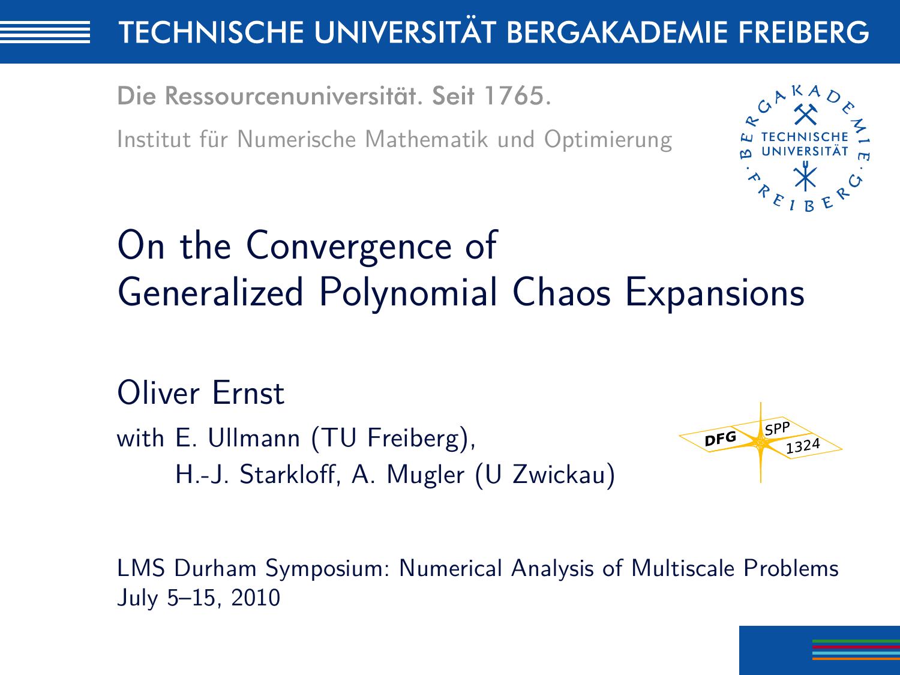TECHNISCHE UNIVERSITÄT BERGAKADEMIE FREIBERG

Die Ressourcenuniversität. Seit 1765.

Institut für Numerische Mathematik und Optimierung

# On the Convergence of Generalized Polynomial Chaos Expansions

Oliver Ernst

with E. Ullmann (TU Freiberg),
H.-J. Starkloff, A. Mugler (U Zwickau)

LMS Durham Symposium: Numerical Analysis of Multiscale Problems
July 5–15, 2010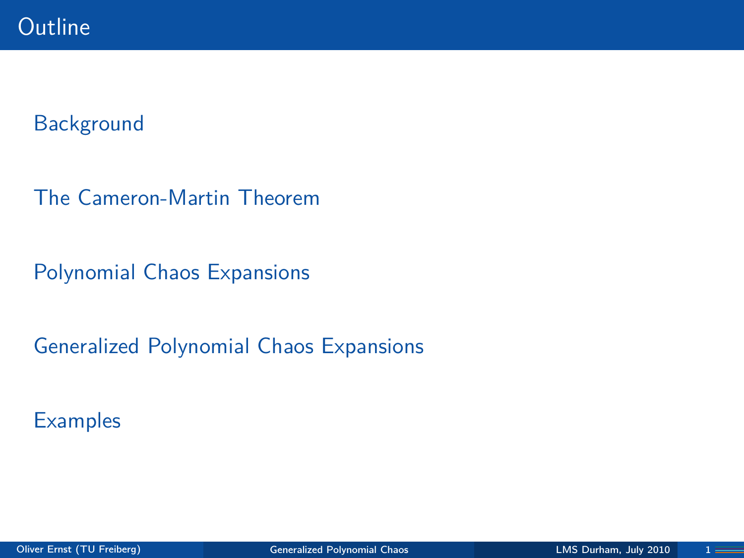# Outline

Background

The Cameron-Martin Theorem

Polynomial Chaos Expansions

Generalized Polynomial Chaos Expansions

Examples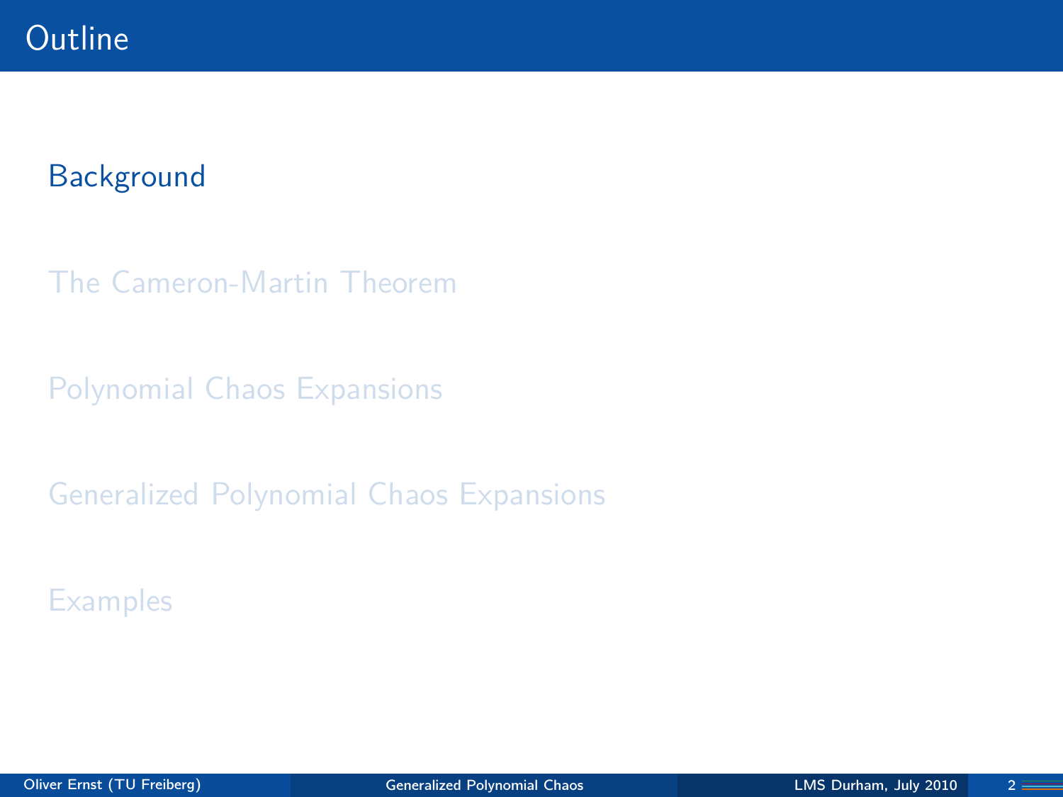# Outline

Background

The Cameron-Martin Theorem

Polynomial Chaos Expansions

Generalized Polynomial Chaos Expansions

Examples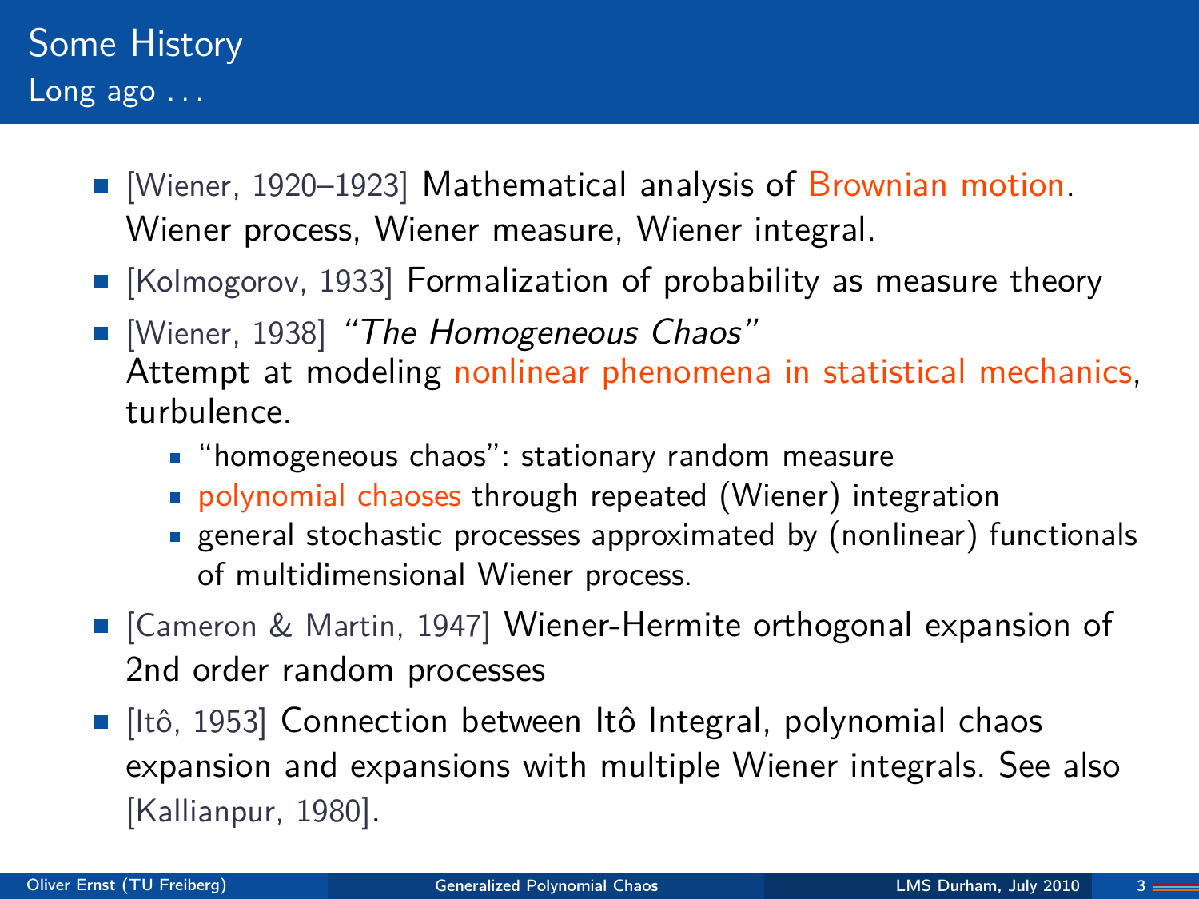# Some History

## Long ago . . .

- [Wiener, 1920–1923] Mathematical analysis of Brownian motion. Wiener process, Wiener measure, Wiener integral.
- [Kolmogorov, 1933] Formalization of probability as measure theory
- [Wiener, 1938] *"The Homogeneous Chaos"*
  Attempt at modeling nonlinear phenomena in statistical mechanics, turbulence.
  - "homogeneous chaos": stationary random measure
  - polynomial chaoses through repeated (Wiener) integration
  - general stochastic processes approximated by (nonlinear) functionals of multidimensional Wiener process.
- [Cameron & Martin, 1947] Wiener-Hermite orthogonal expansion of 2nd order random processes
- [Itô, 1953] Connection between Itô Integral, polynomial chaos expansion and expansions with multiple Wiener integrals. See also [Kallianpur, 1980].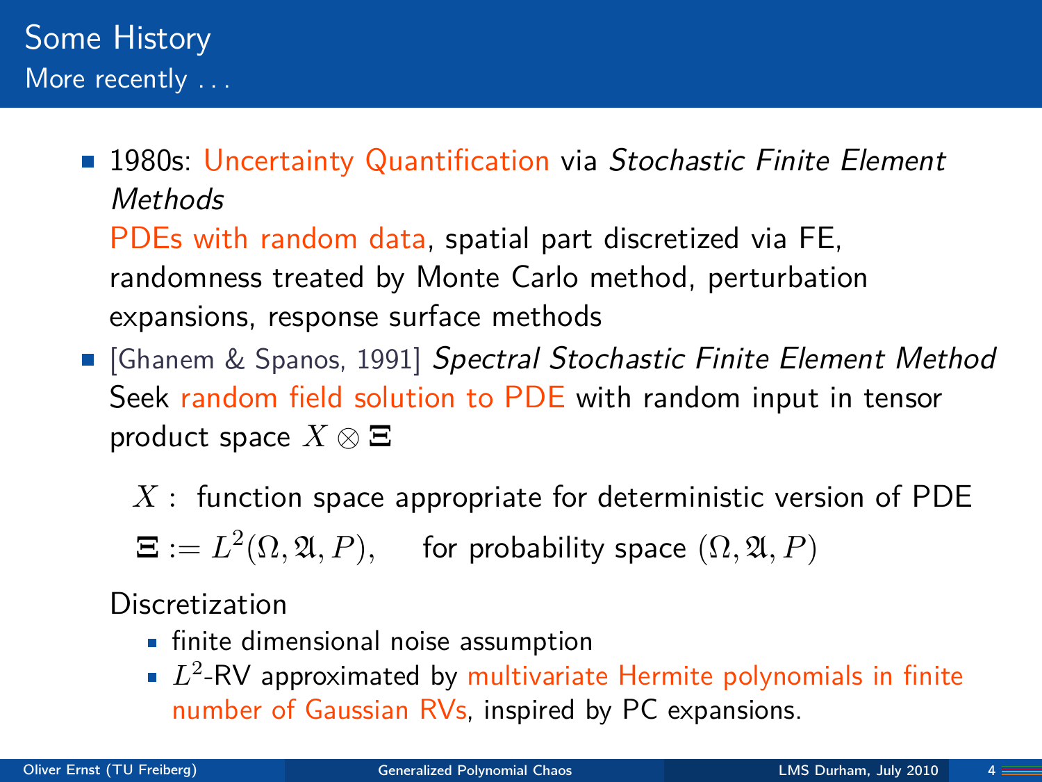# Some History

## More recently . . .

- 1980s: Uncertainty Quantification via *Stochastic Finite Element Methods*

  PDEs with random data, spatial part discretized via FE, randomness treated by Monte Carlo method, perturbation expansions, response surface methods

- [Ghanem & Spanos, 1991] *Spectral Stochastic Finite Element Method*

  Seek random field solution to PDE with random input in tensor product space $X \otimes \boldsymbol{\Xi}$

  $X$ : function space appropriate for deterministic version of PDE

  $\boldsymbol{\Xi} := L^2(\Omega, \mathfrak{A}, P)$, for probability space $(\Omega, \mathfrak{A}, P)$

  Discretization

  - finite dimensional noise assumption
  - $L^2$-RV approximated by multivariate Hermite polynomials in finite number of Gaussian RVs, inspired by PC expansions.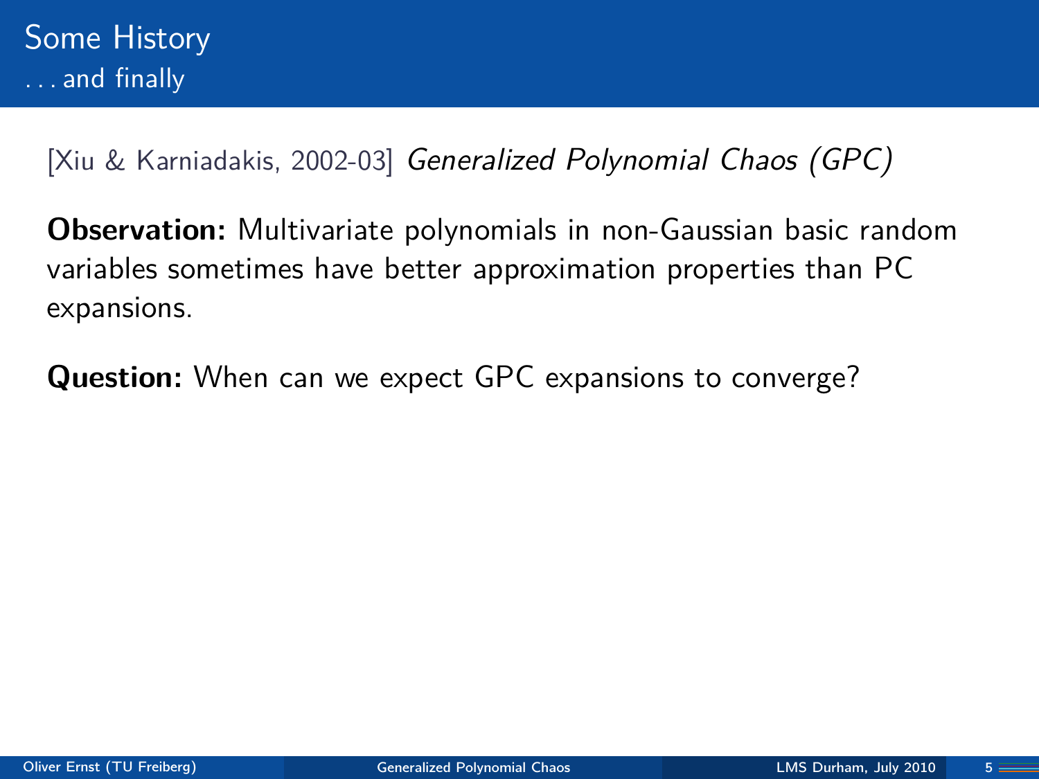## Some History
### . . . and finally

[Xiu & Karniadakis, 2002-03] *Generalized Polynomial Chaos (GPC)*

**Observation:** Multivariate polynomials in non-Gaussian basic random variables sometimes have better approximation properties than PC expansions.

**Question:** When can we expect GPC expansions to converge?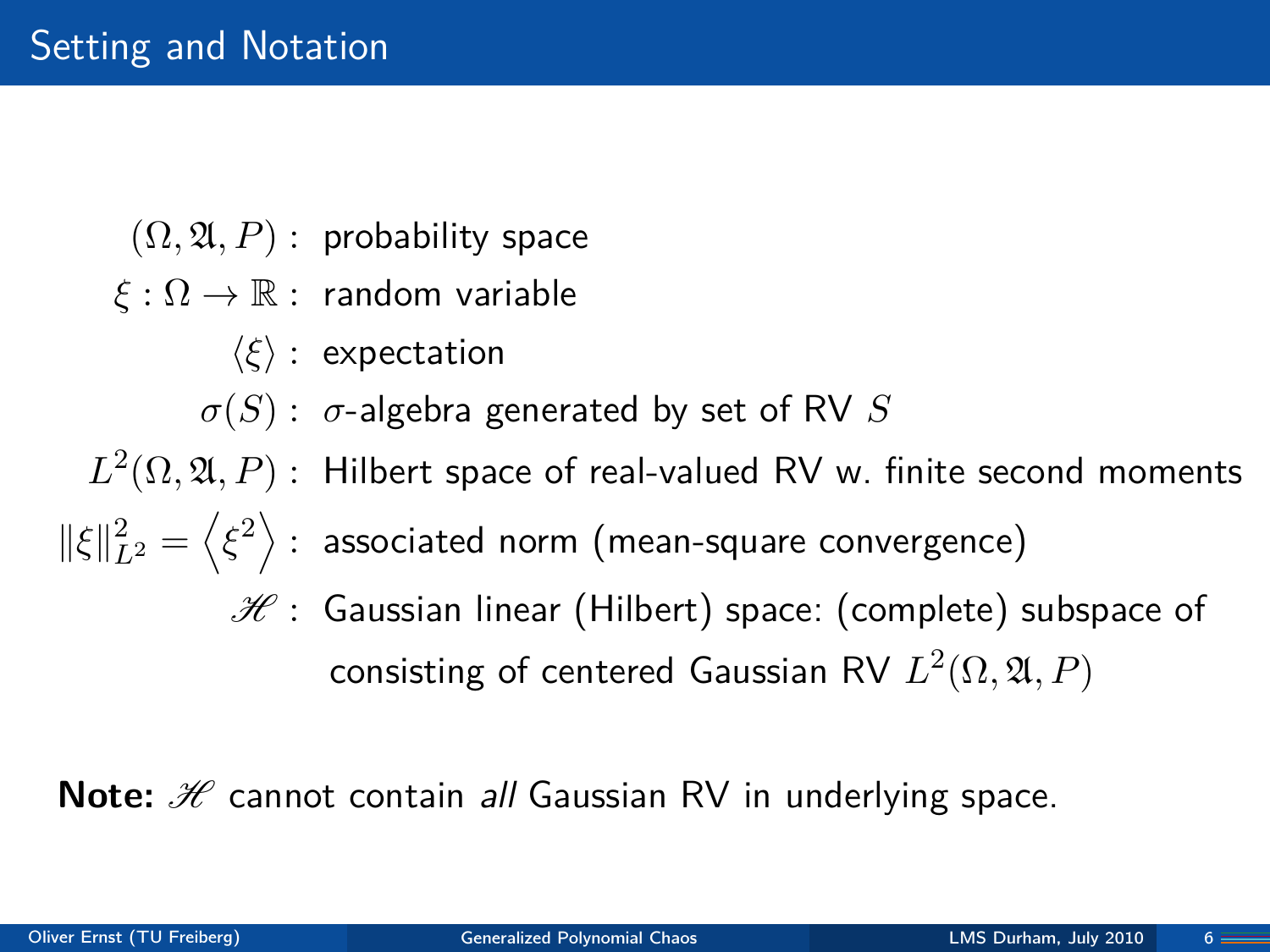# Setting and Notation

| | |
|---|---|
| $(\Omega, \mathfrak{A}, P)$ : | probability space |
| $\xi : \Omega \to \mathbb{R}$ : | random variable |
| $\langle \xi \rangle$ : | expectation |
| $\sigma(S)$ : | $\sigma$-algebra generated by set of RV $S$ |
| $L^2(\Omega, \mathfrak{A}, P)$ : | Hilbert space of real-valued RV w. finite second moments |
| $\|\xi\|_{L^2}^2 = \left\langle \xi^2 \right\rangle$ : | associated norm (mean-square convergence) |
| $\mathscr{H}$ : | Gaussian linear (Hilbert) space: (complete) subspace of consisting of centered Gaussian RV $L^2(\Omega, \mathfrak{A}, P)$ |

**Note:** $\mathscr{H}$ cannot contain *all* Gaussian RV in underlying space.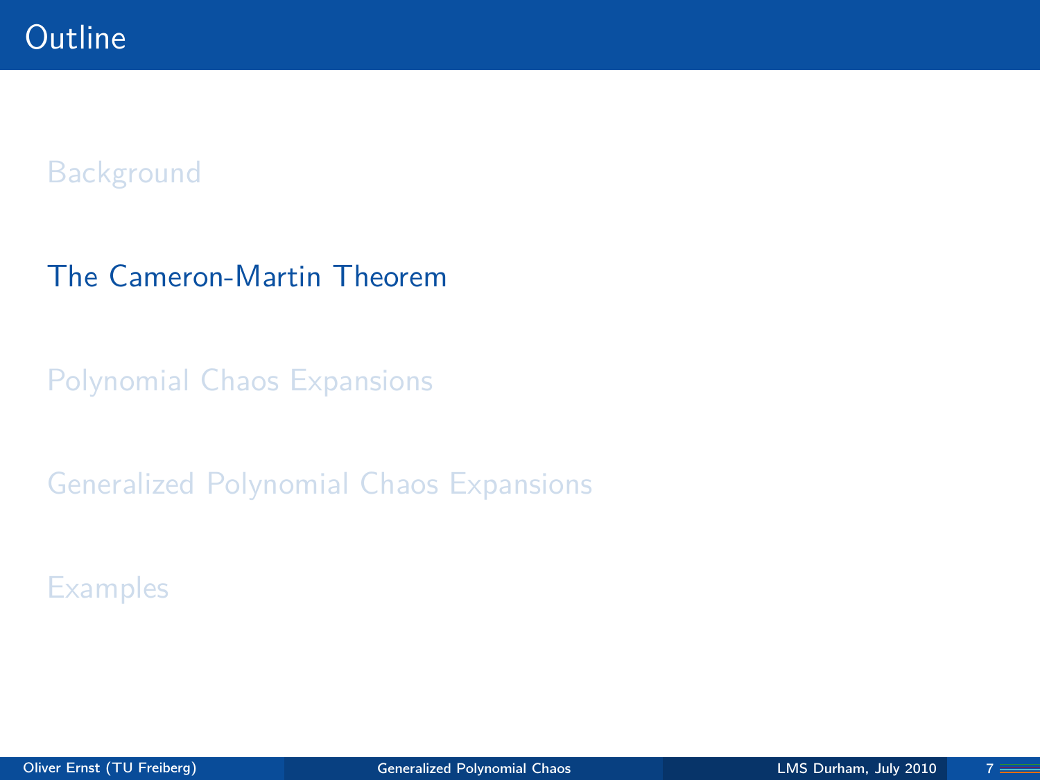# Outline

Background

The Cameron-Martin Theorem

Polynomial Chaos Expansions

Generalized Polynomial Chaos Expansions

Examples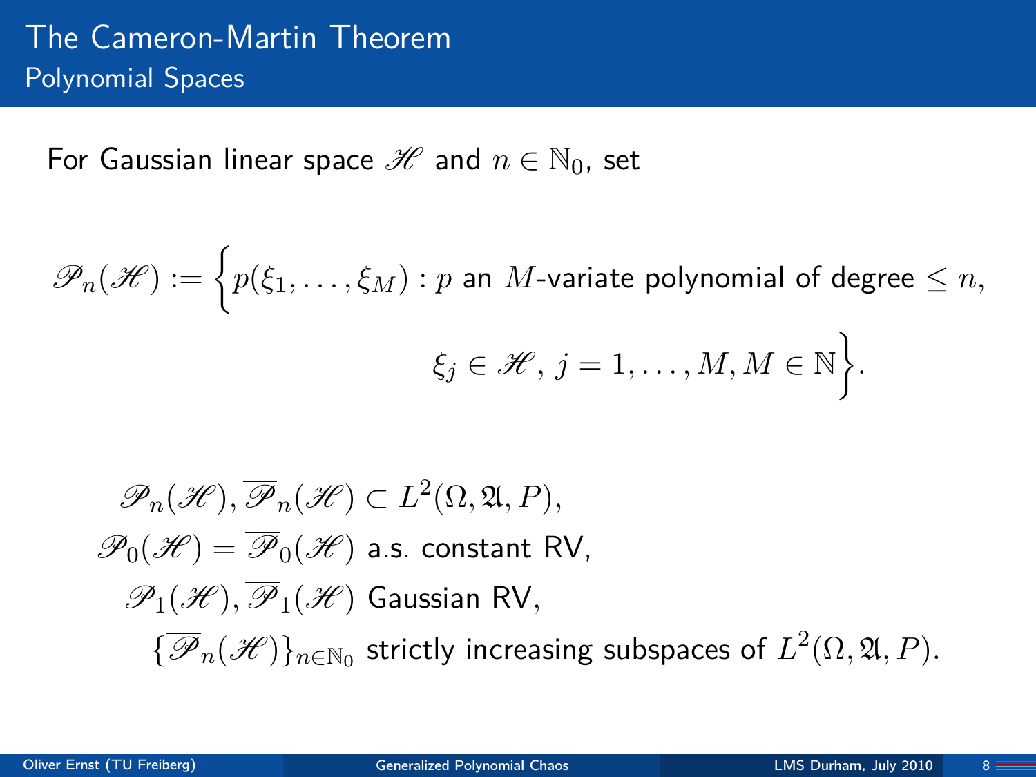# The Cameron-Martin Theorem

## Polynomial Spaces

For Gaussian linear space $\mathscr{H}$ and $n \in \mathbb{N}_0$, set

$$\mathscr{P}_n(\mathscr{H}) := \Big\{ p(\xi_1, \dots, \xi_M) : p \text{ an } M\text{-variate polynomial of degree} \le n, \\ \xi_j \in \mathscr{H},\ j = 1, \dots, M, M \in \mathbb{N} \Big\}.$$

$$\begin{aligned}
&\mathscr{P}_n(\mathscr{H}), \overline{\mathscr{P}}_n(\mathscr{H}) \subset L^2(\Omega, \mathfrak{A}, P), \\
&\mathscr{P}_0(\mathscr{H}) = \overline{\mathscr{P}}_0(\mathscr{H}) \text{ a.s. constant RV}, \\
&\mathscr{P}_1(\mathscr{H}), \overline{\mathscr{P}}_1(\mathscr{H}) \text{ Gaussian RV}, \\
&\{\overline{\mathscr{P}}_n(\mathscr{H})\}_{n \in \mathbb{N}_0} \text{ strictly increasing subspaces of } L^2(\Omega, \mathfrak{A}, P).
\end{aligned}$$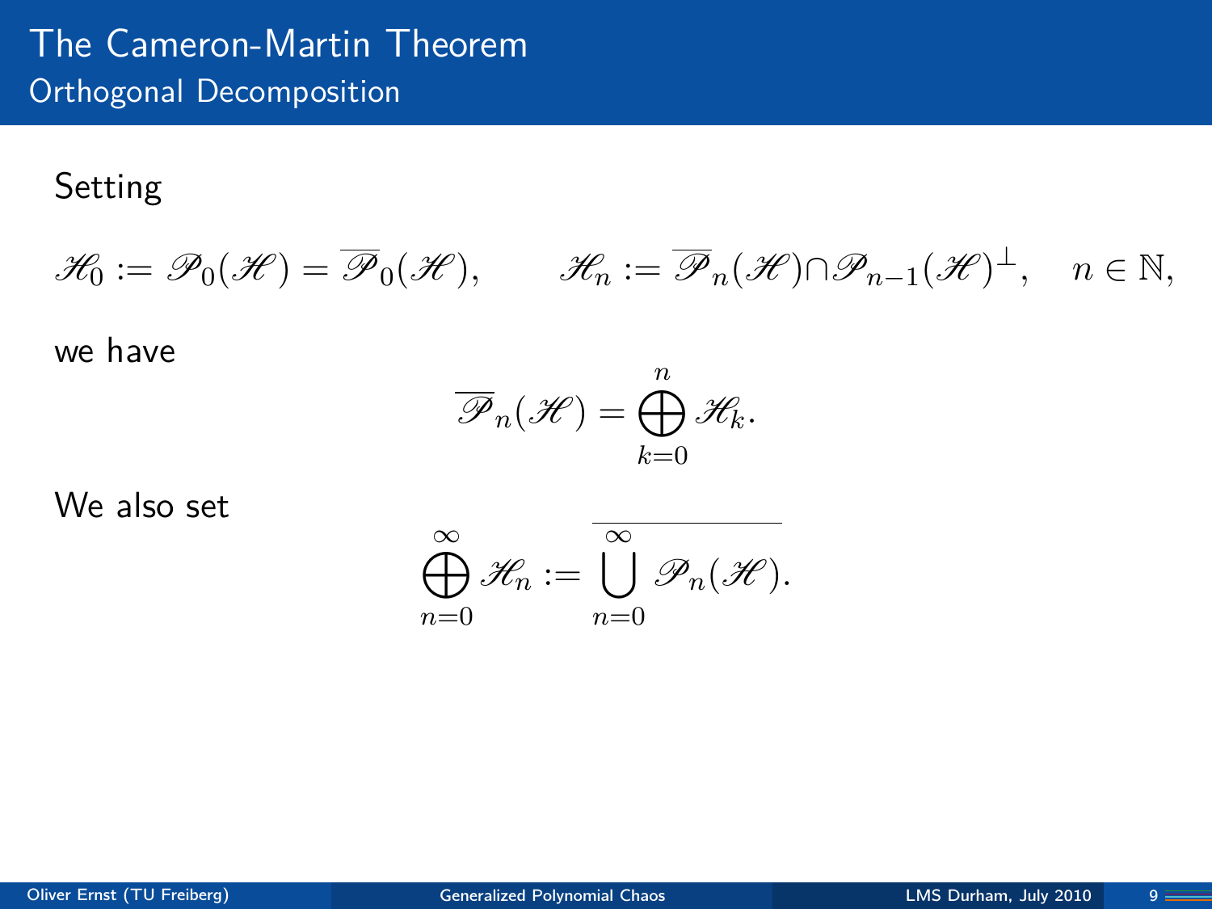# The Cameron-Martin Theorem

## Orthogonal Decomposition

Setting

$$\mathscr{H}_0 := \mathscr{P}_0(\mathscr{H}) = \overline{\mathscr{P}}_0(\mathscr{H}), \qquad \mathscr{H}_n := \overline{\mathscr{P}}_n(\mathscr{H}) \cap \mathscr{P}_{n-1}(\mathscr{H})^{\perp}, \quad n \in \mathbb{N},$$

we have

$$\overline{\mathscr{P}}_n(\mathscr{H}) = \bigoplus_{k=0}^{n} \mathscr{H}_k.$$

We also set

$$\bigoplus_{n=0}^{\infty} \mathscr{H}_n := \overline{\bigcup_{n=0}^{\infty} \mathscr{P}_n(\mathscr{H})}.$$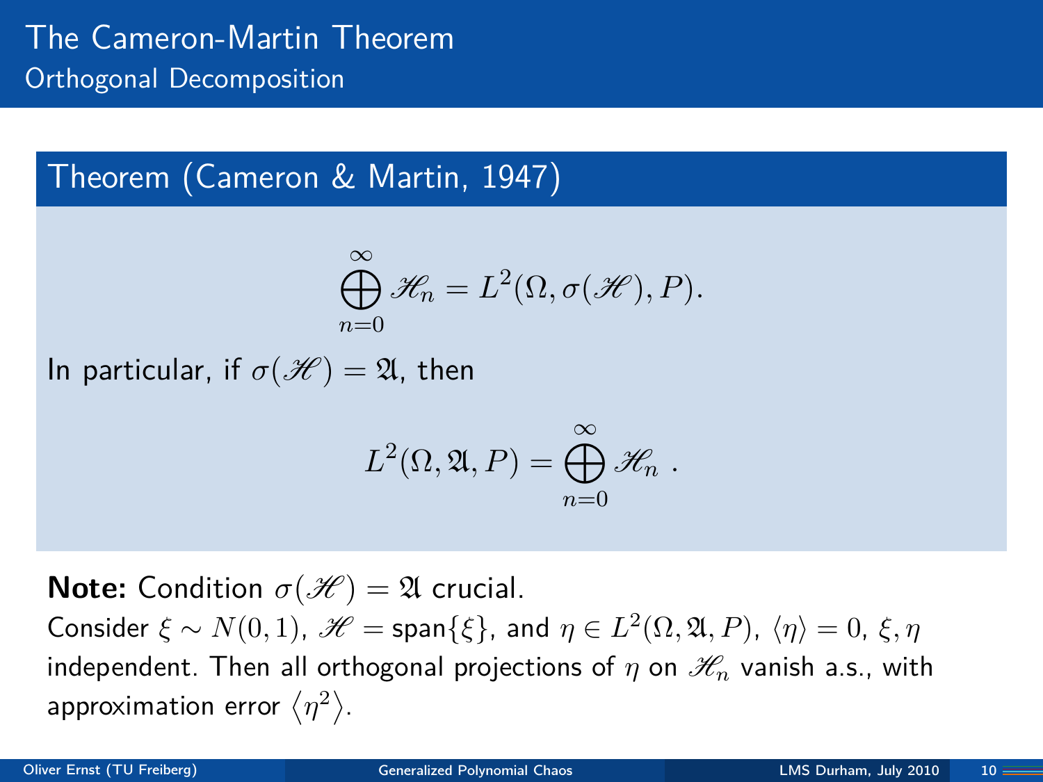# The Cameron-Martin Theorem

## Orthogonal Decomposition

### Theorem (Cameron & Martin, 1947)

$$\bigoplus_{n=0}^{\infty} \mathscr{H}_n = L^2(\Omega, \sigma(\mathscr{H}), P).$$

In particular, if $\sigma(\mathscr{H}) = \mathfrak{A}$, then

$$L^2(\Omega, \mathfrak{A}, P) = \bigoplus_{n=0}^{\infty} \mathscr{H}_n \ .$$

**Note:** Condition $\sigma(\mathscr{H}) = \mathfrak{A}$ crucial.

Consider $\xi \sim N(0,1)$, $\mathscr{H} = \mathrm{span}\{\xi\}$, and $\eta \in L^2(\Omega, \mathfrak{A}, P)$, $\langle \eta \rangle = 0$, $\xi, \eta$ independent. Then all orthogonal projections of $\eta$ on $\mathscr{H}_n$ vanish a.s., with approximation error $\langle \eta^2 \rangle$.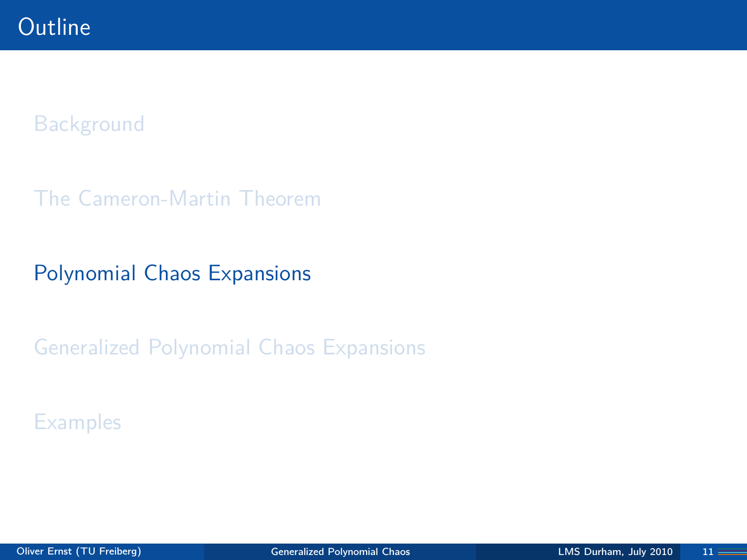# Outline

Background

The Cameron-Martin Theorem

Polynomial Chaos Expansions

Generalized Polynomial Chaos Expansions

Examples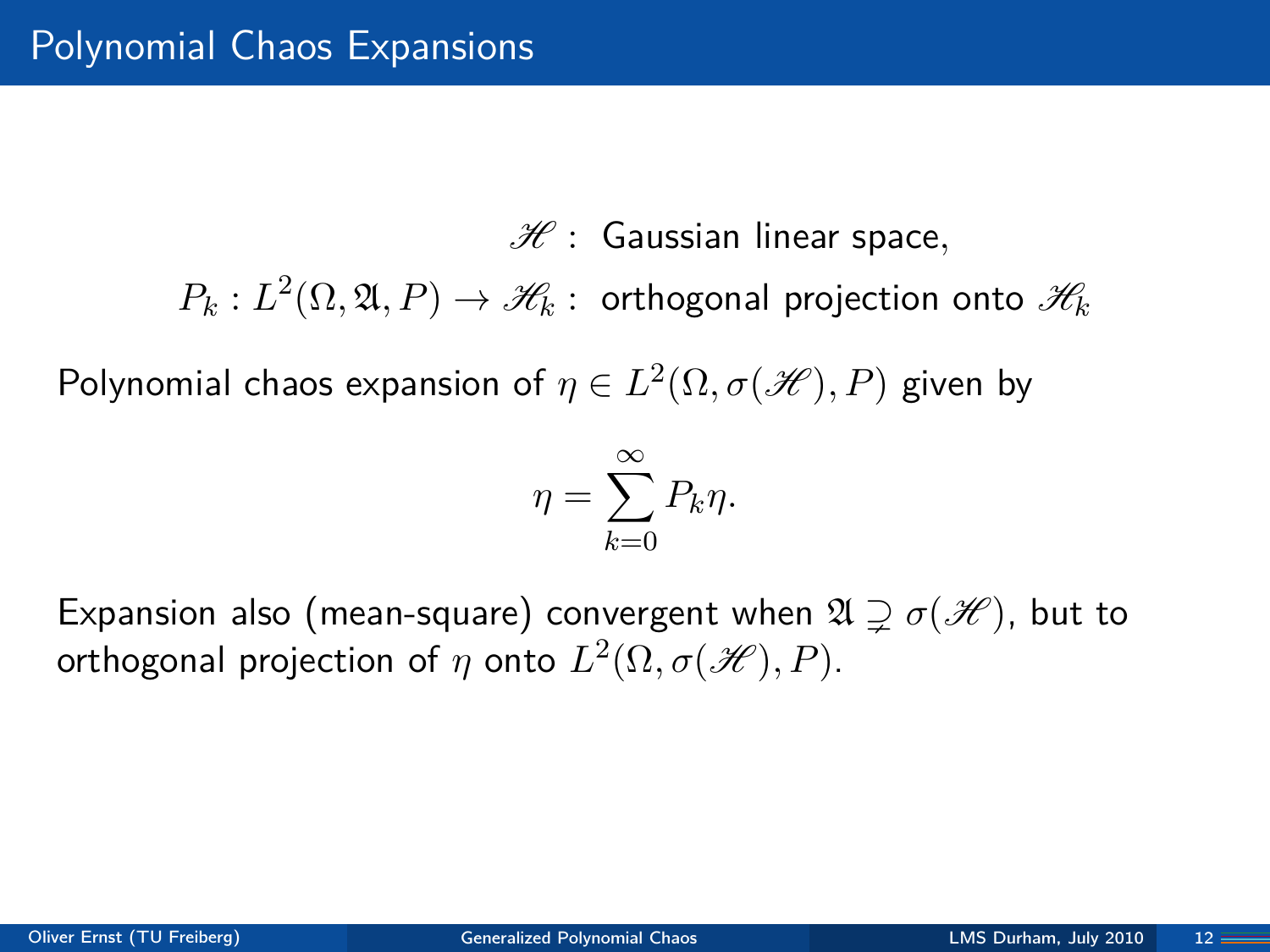## Polynomial Chaos Expansions

$$\mathscr{H} : \text{ Gaussian linear space,}$$

$$P_k : L^2(\Omega, \mathfrak{A}, P) \to \mathscr{H}_k : \text{ orthogonal projection onto } \mathscr{H}_k$$

Polynomial chaos expansion of $\eta \in L^2(\Omega, \sigma(\mathscr{H}), P)$ given by

$$\eta = \sum_{k=0}^{\infty} P_k \eta.$$

Expansion also (mean-square) convergent when $\mathfrak{A} \supsetneq \sigma(\mathscr{H})$, but to orthogonal projection of $\eta$ onto $L^2(\Omega, \sigma(\mathscr{H}), P)$.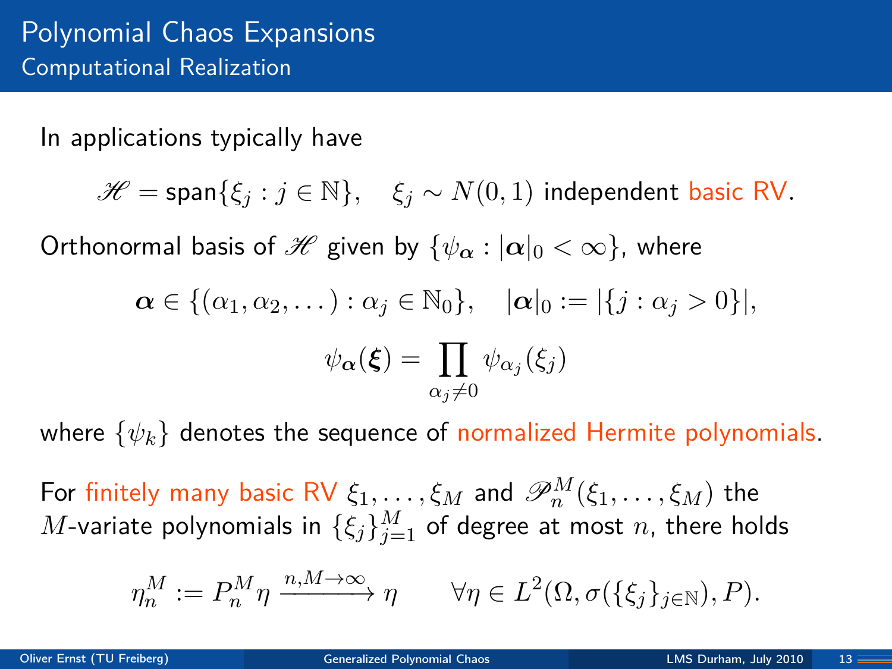## Polynomial Chaos Expansions

### Computational Realization

In applications typically have

$$\mathscr{H} = \mathrm{span}\{\xi_j : j \in \mathbb{N}\}, \quad \xi_j \sim N(0,1) \text{ independent basic RV.}$$

Orthonormal basis of $\mathscr{H}$ given by $\{\psi_{\boldsymbol{\alpha}} : |\boldsymbol{\alpha}|_0 < \infty\}$, where

$$\boldsymbol{\alpha} \in \{(\alpha_1, \alpha_2, \dots) : \alpha_j \in \mathbb{N}_0\}, \quad |\boldsymbol{\alpha}|_0 := |\{j : \alpha_j > 0\}|,$$

$$\psi_{\boldsymbol{\alpha}}(\boldsymbol{\xi}) = \prod_{\alpha_j \neq 0} \psi_{\alpha_j}(\xi_j)$$

where $\{\psi_k\}$ denotes the sequence of normalized Hermite polynomials.

For finitely many basic RV $\xi_1, \dots, \xi_M$ and $\mathscr{P}_n^M(\xi_1, \dots, \xi_M)$ the $M$-variate polynomials in $\{\xi_j\}_{j=1}^M$ of degree at most $n$, there holds

$$\eta_n^M := P_n^M \eta \xrightarrow{n, M \to \infty} \eta \qquad \forall \eta \in L^2(\Omega, \sigma(\{\xi_j\}_{j \in \mathbb{N}}), P).$$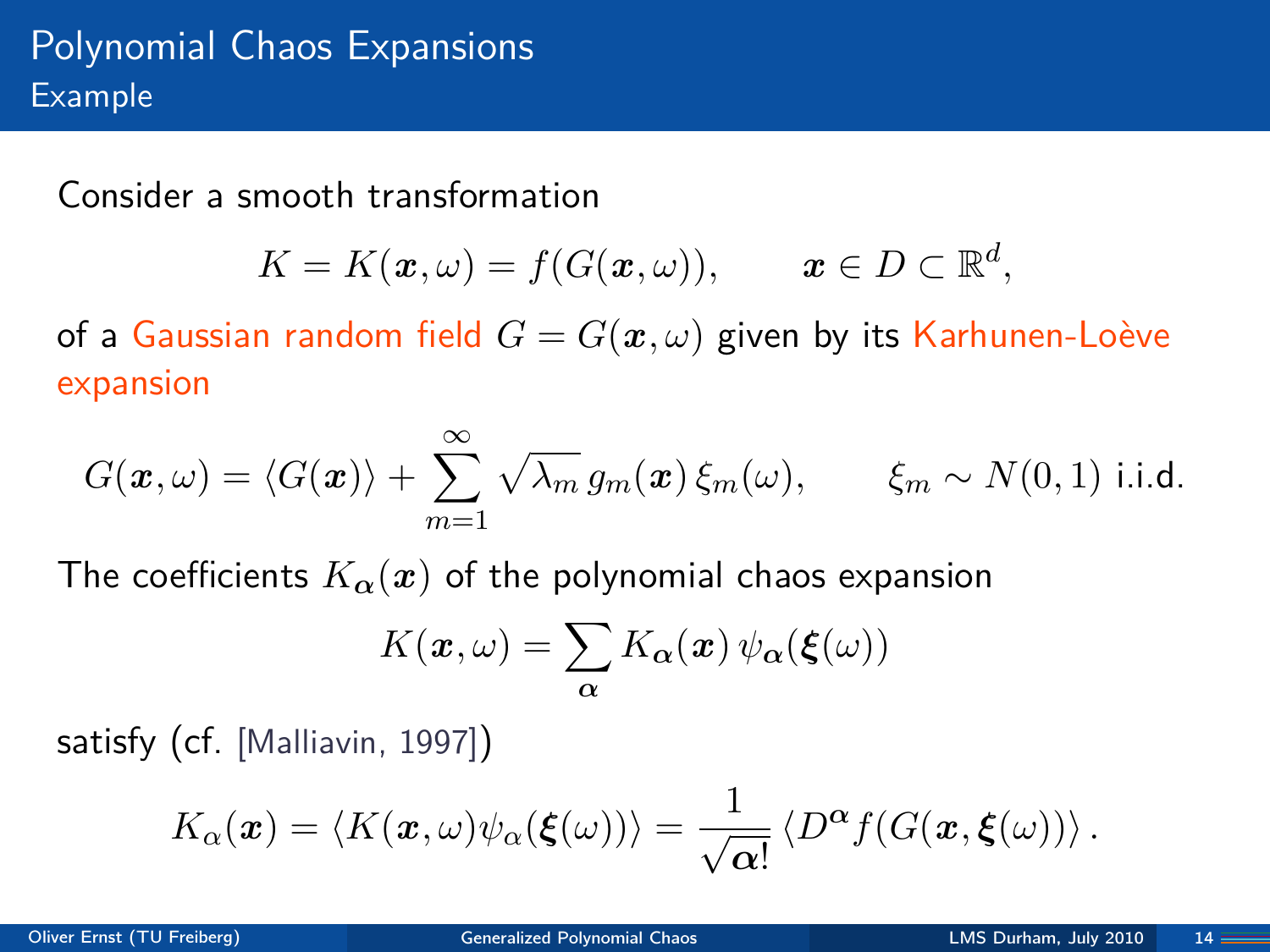# Polynomial Chaos Expansions

## Example

Consider a smooth transformation

$$K = K(\boldsymbol{x}, \omega) = f(G(\boldsymbol{x}, \omega)), \qquad \boldsymbol{x} \in D \subset \mathbb{R}^d,$$

of a Gaussian random field $G = G(\boldsymbol{x}, \omega)$ given by its Karhunen-Loève expansion

$$G(\boldsymbol{x}, \omega) = \langle G(\boldsymbol{x}) \rangle + \sum_{m=1}^{\infty} \sqrt{\lambda_m}\, g_m(\boldsymbol{x})\, \xi_m(\omega), \qquad \xi_m \sim N(0,1) \text{ i.i.d.}$$

The coefficients $K_{\boldsymbol{\alpha}}(\boldsymbol{x})$ of the polynomial chaos expansion

$$K(\boldsymbol{x}, \omega) = \sum_{\boldsymbol{\alpha}} K_{\boldsymbol{\alpha}}(\boldsymbol{x})\, \psi_{\boldsymbol{\alpha}}(\boldsymbol{\xi}(\omega))$$

satisfy (cf. [Malliavin, 1997])

$$K_\alpha(\boldsymbol{x}) = \langle K(\boldsymbol{x}, \omega) \psi_\alpha(\boldsymbol{\xi}(\omega)) \rangle = \frac{1}{\sqrt{\boldsymbol{\alpha}!}} \langle D^{\boldsymbol{\alpha}} f(G(\boldsymbol{x}, \boldsymbol{\xi}(\omega)) \rangle .$$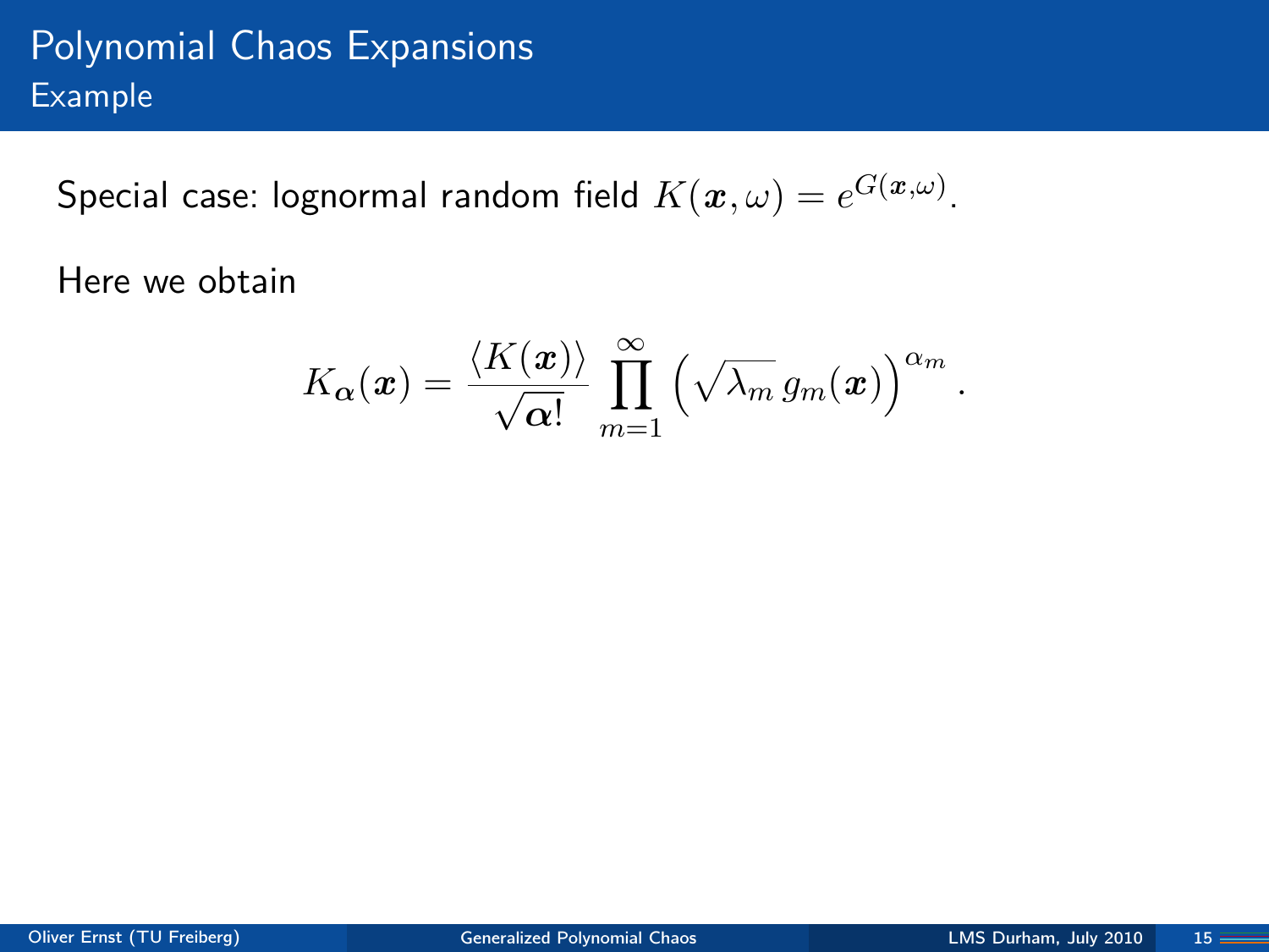# Polynomial Chaos Expansions

## Example

Special case: lognormal random field $K(\boldsymbol{x}, \omega) = e^{G(\boldsymbol{x},\omega)}$.

Here we obtain

$$K_{\boldsymbol{\alpha}}(\boldsymbol{x}) = \frac{\langle K(\boldsymbol{x}) \rangle}{\sqrt{\boldsymbol{\alpha}!}} \prod_{m=1}^{\infty} \left( \sqrt{\lambda_m}\, g_m(\boldsymbol{x}) \right)^{\alpha_m}.$$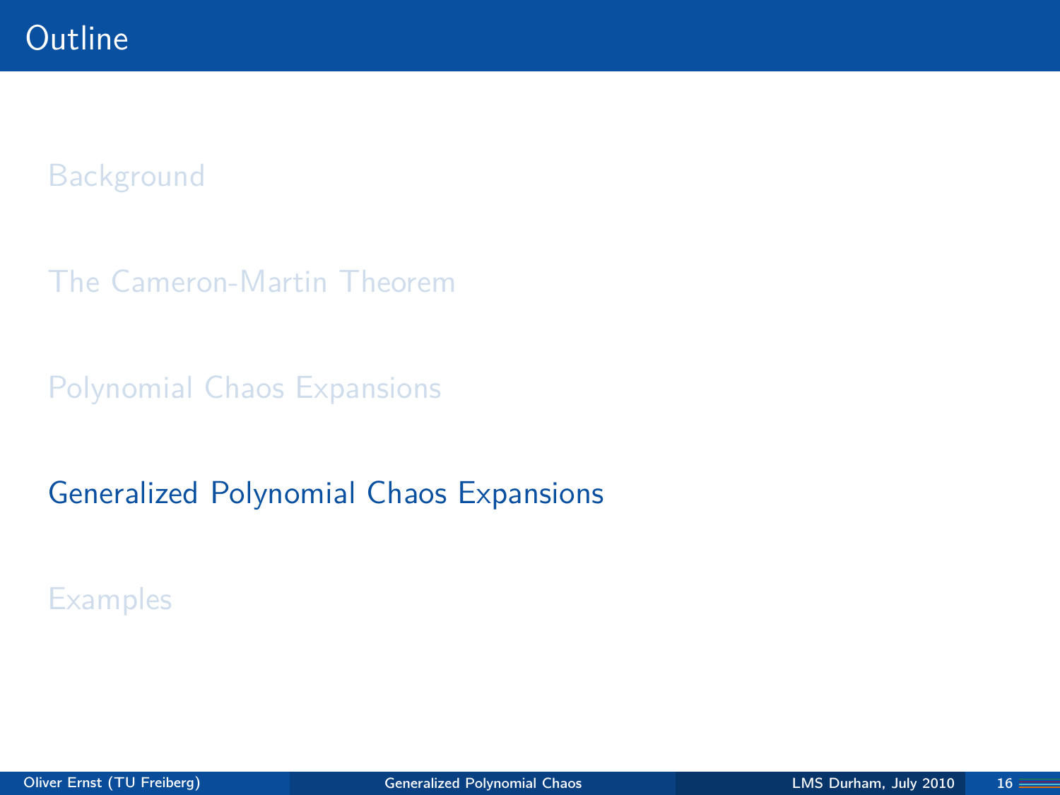# Outline

Background

The Cameron-Martin Theorem

Polynomial Chaos Expansions

**Generalized Polynomial Chaos Expansions**

Examples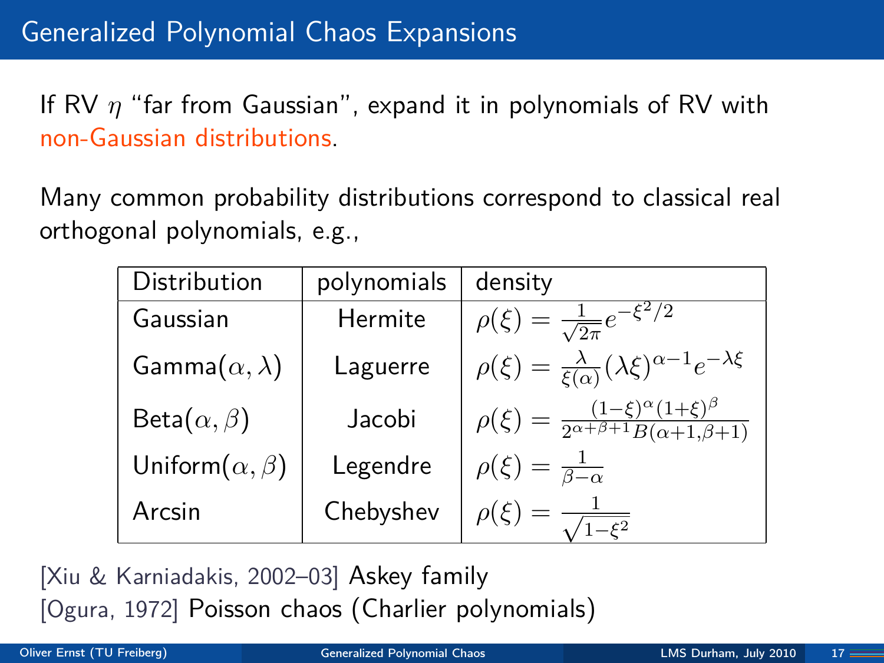# Generalized Polynomial Chaos Expansions

If RV $\eta$ "far from Gaussian", expand it in polynomials of RV with non-Gaussian distributions.

Many common probability distributions correspond to classical real orthogonal polynomials, e.g.,

| Distribution | polynomials | density |
|---|---|---|
| Gaussian | Hermite | $\rho(\xi) = \frac{1}{\sqrt{2\pi}} e^{-\xi^2/2}$ |
| Gamma$(\alpha, \lambda)$ | Laguerre | $\rho(\xi) = \frac{\lambda}{\xi(\alpha)} (\lambda\xi)^{\alpha-1} e^{-\lambda\xi}$ |
| Beta$(\alpha, \beta)$ | Jacobi | $\rho(\xi) = \frac{(1-\xi)^{\alpha}(1+\xi)^{\beta}}{2^{\alpha+\beta+1} B(\alpha+1, \beta+1)}$ |
| Uniform$(\alpha, \beta)$ | Legendre | $\rho(\xi) = \frac{1}{\beta-\alpha}$ |
| Arcsin | Chebyshev | $\rho(\xi) = \frac{1}{\sqrt{1-\xi^2}}$ |

[Xiu & Karniadakis, 2002–03] Askey family

[Ogura, 1972] Poisson chaos (Charlier polynomials)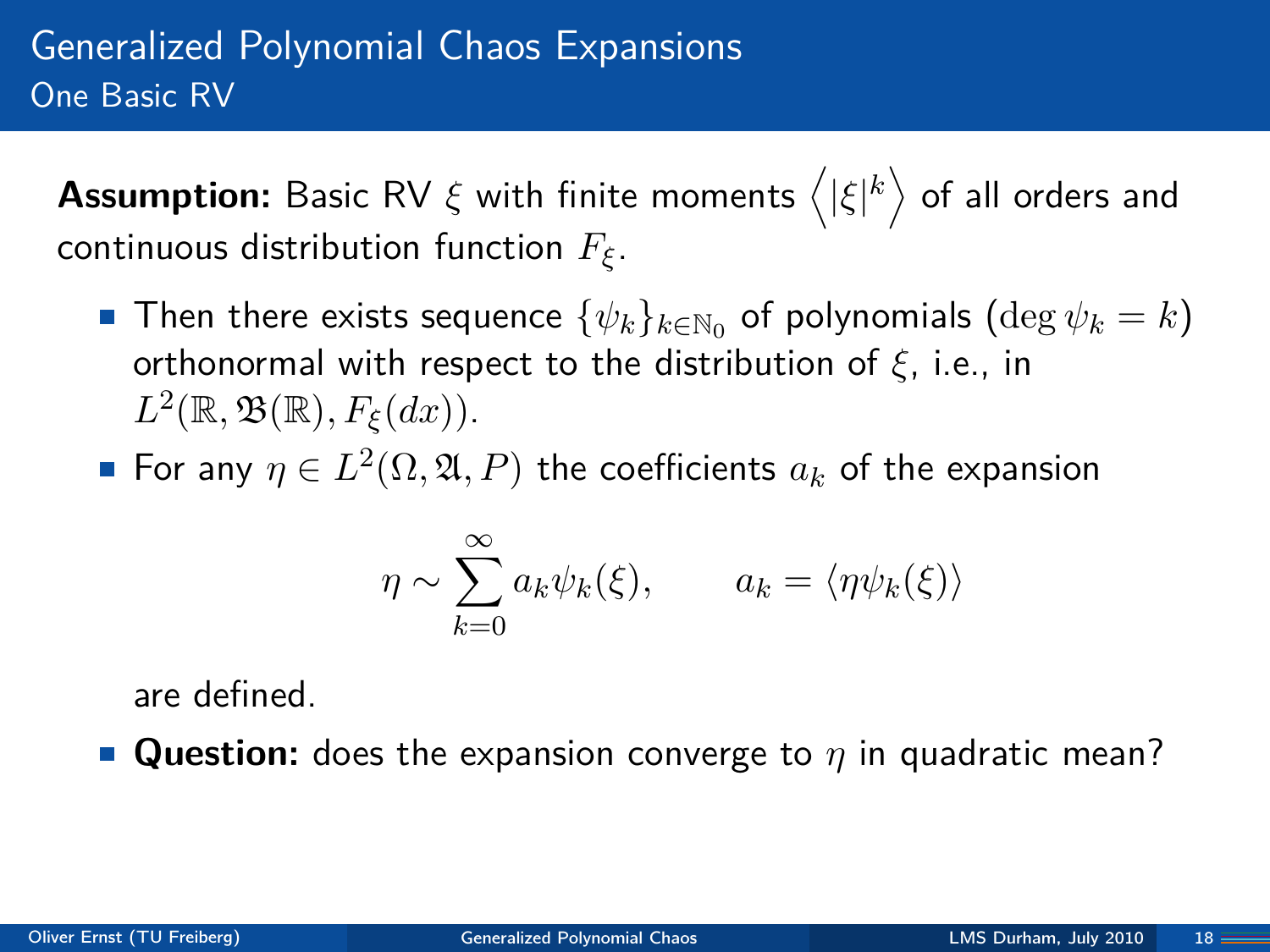# Generalized Polynomial Chaos Expansions

## One Basic RV

**Assumption:** Basic RV $\xi$ with finite moments $\left\langle |\xi|^k \right\rangle$ of all orders and continuous distribution function $F_\xi$.

- Then there exists sequence $\{\psi_k\}_{k \in \mathbb{N}_0}$ of polynomials ($\deg \psi_k = k$) orthonormal with respect to the distribution of $\xi$, i.e., in $L^2(\mathbb{R}, \mathfrak{B}(\mathbb{R}), F_\xi(dx))$.
- For any $\eta \in L^2(\Omega, \mathfrak{A}, P)$ the coefficients $a_k$ of the expansion

$$\eta \sim \sum_{k=0}^{\infty} a_k \psi_k(\xi), \qquad a_k = \langle \eta \psi_k(\xi) \rangle$$

  are defined.
- **Question:** does the expansion converge to $\eta$ in quadratic mean?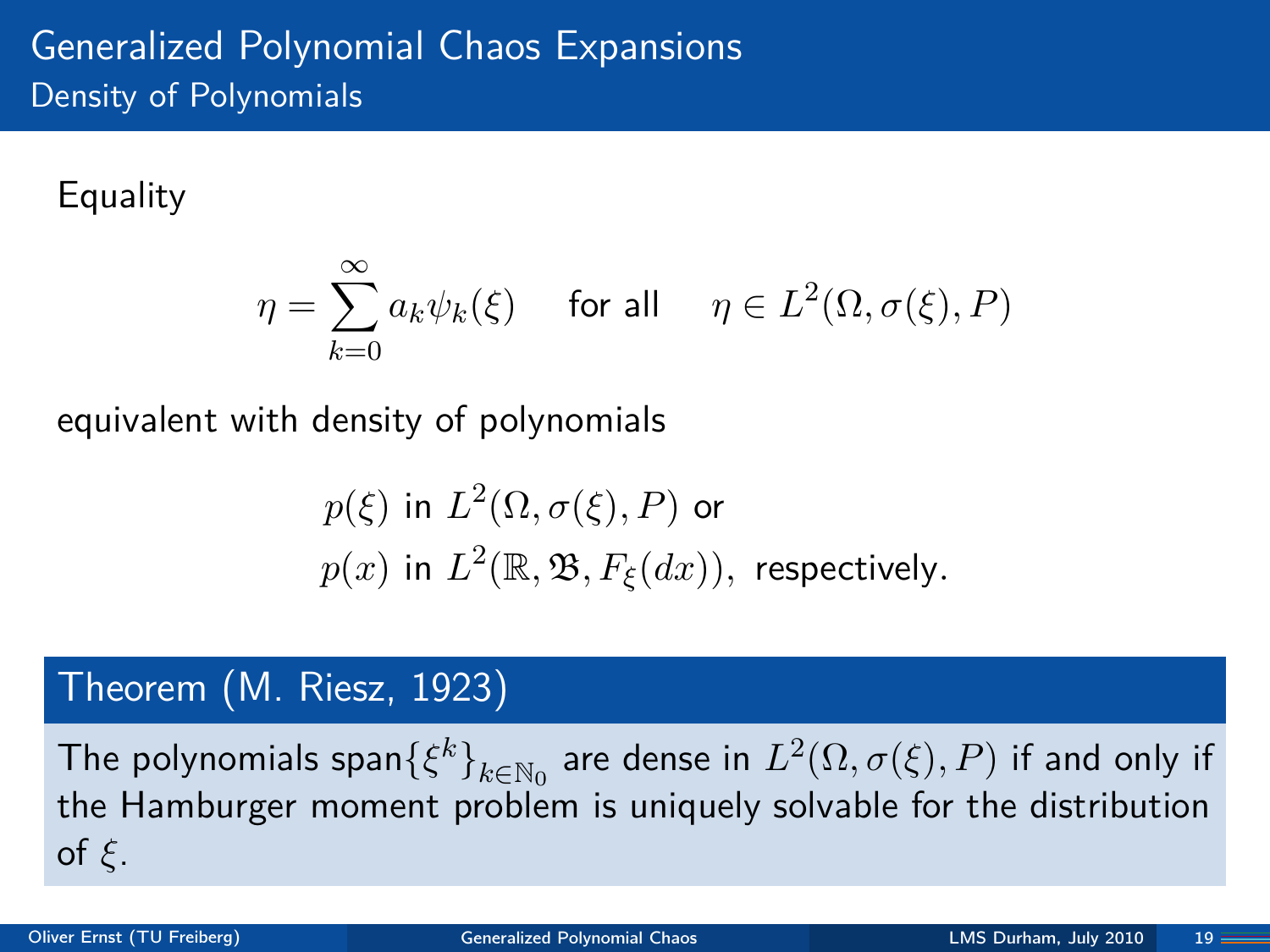# Generalized Polynomial Chaos Expansions

## Density of Polynomials

Equality

$$\eta = \sum_{k=0}^{\infty} a_k \psi_k(\xi) \quad \text{for all} \quad \eta \in L^2(\Omega, \sigma(\xi), P)$$

equivalent with density of polynomials

$p(\xi)$ in $L^2(\Omega, \sigma(\xi), P)$ or
$p(x)$ in $L^2(\mathbb{R}, \mathfrak{B}, F_\xi(dx))$, respectively.

### Theorem (M. Riesz, 1923)

The polynomials $\operatorname{span}\{\xi^k\}_{k \in \mathbb{N}_0}$ are dense in $L^2(\Omega, \sigma(\xi), P)$ if and only if the Hamburger moment problem is uniquely solvable for the distribution of $\xi$.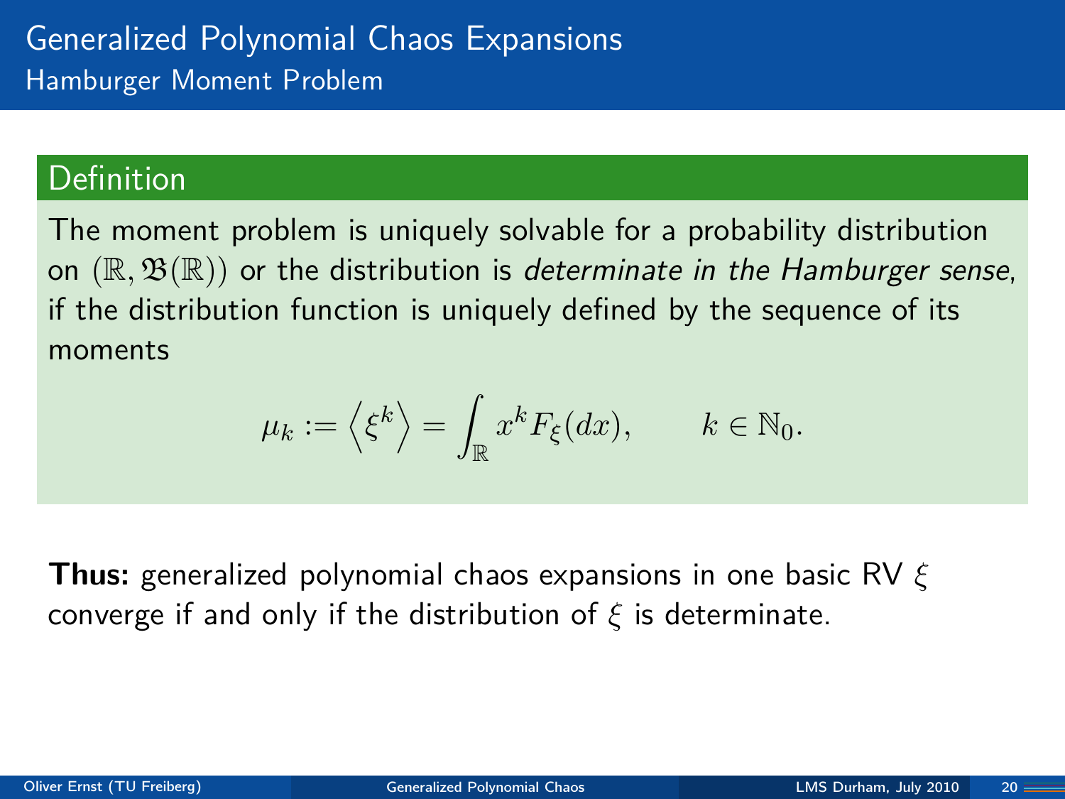# Generalized Polynomial Chaos Expansions

## Hamburger Moment Problem

### Definition

The moment problem is uniquely solvable for a probability distribution on $(\mathbb{R}, \mathfrak{B}(\mathbb{R}))$ or the distribution is *determinate in the Hamburger sense*, if the distribution function is uniquely defined by the sequence of its moments

$$\mu_k := \left\langle \xi^k \right\rangle = \int_{\mathbb{R}} x^k F_\xi(dx), \qquad k \in \mathbb{N}_0.$$

**Thus:** generalized polynomial chaos expansions in one basic RV $\xi$ converge if and only if the distribution of $\xi$ is determinate.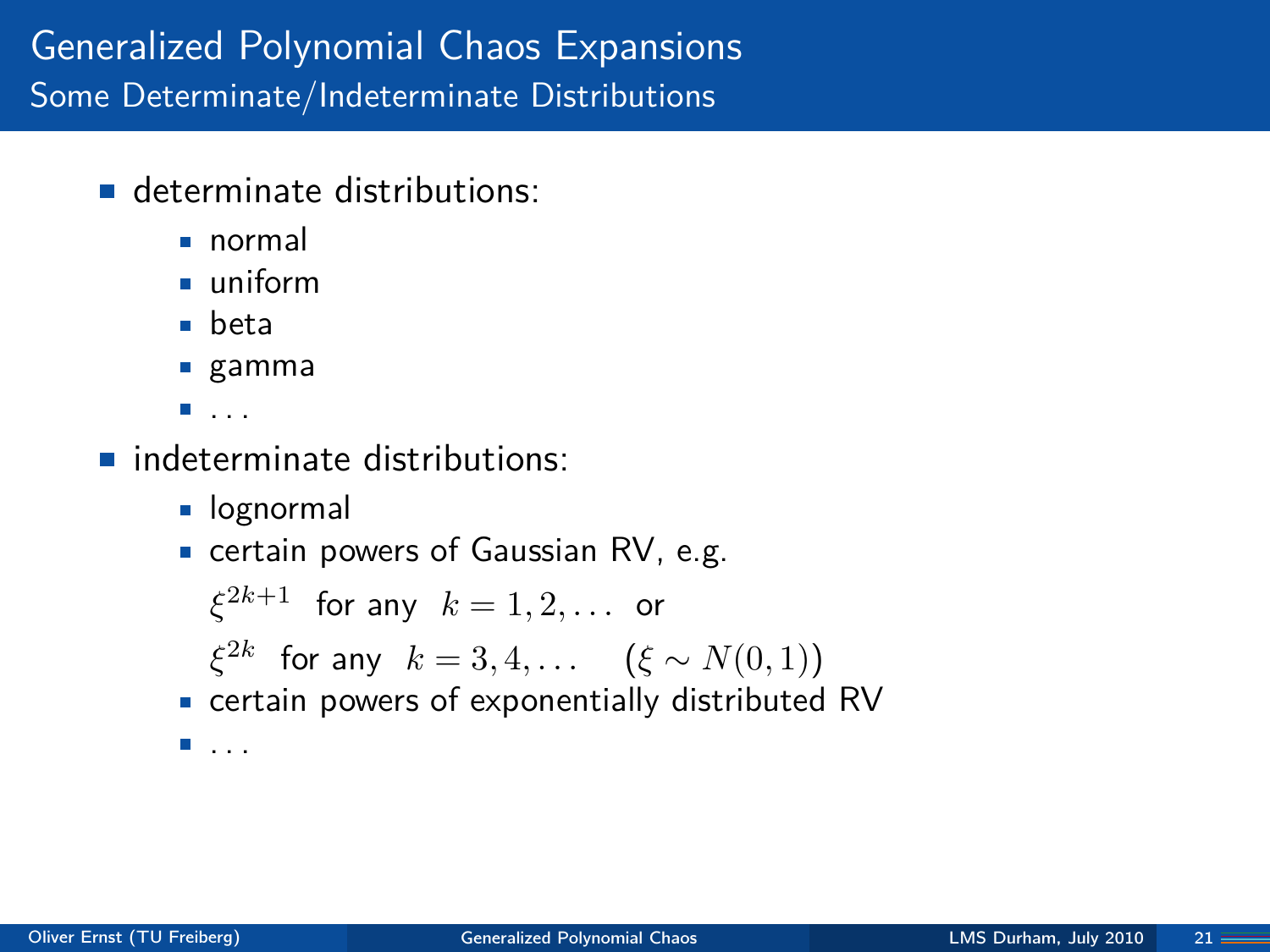# Generalized Polynomial Chaos Expansions

## Some Determinate/Indeterminate Distributions

- determinate distributions:
  - normal
  - uniform
  - beta
  - gamma
  - ...
- indeterminate distributions:
  - lognormal
  - certain powers of Gaussian RV, e.g.

    $\xi^{2k+1}$ for any $k = 1, 2, \dots$ or

    $\xi^{2k}$ for any $k = 3, 4, \dots \quad (\xi \sim N(0,1))$
  - certain powers of exponentially distributed RV
  - ...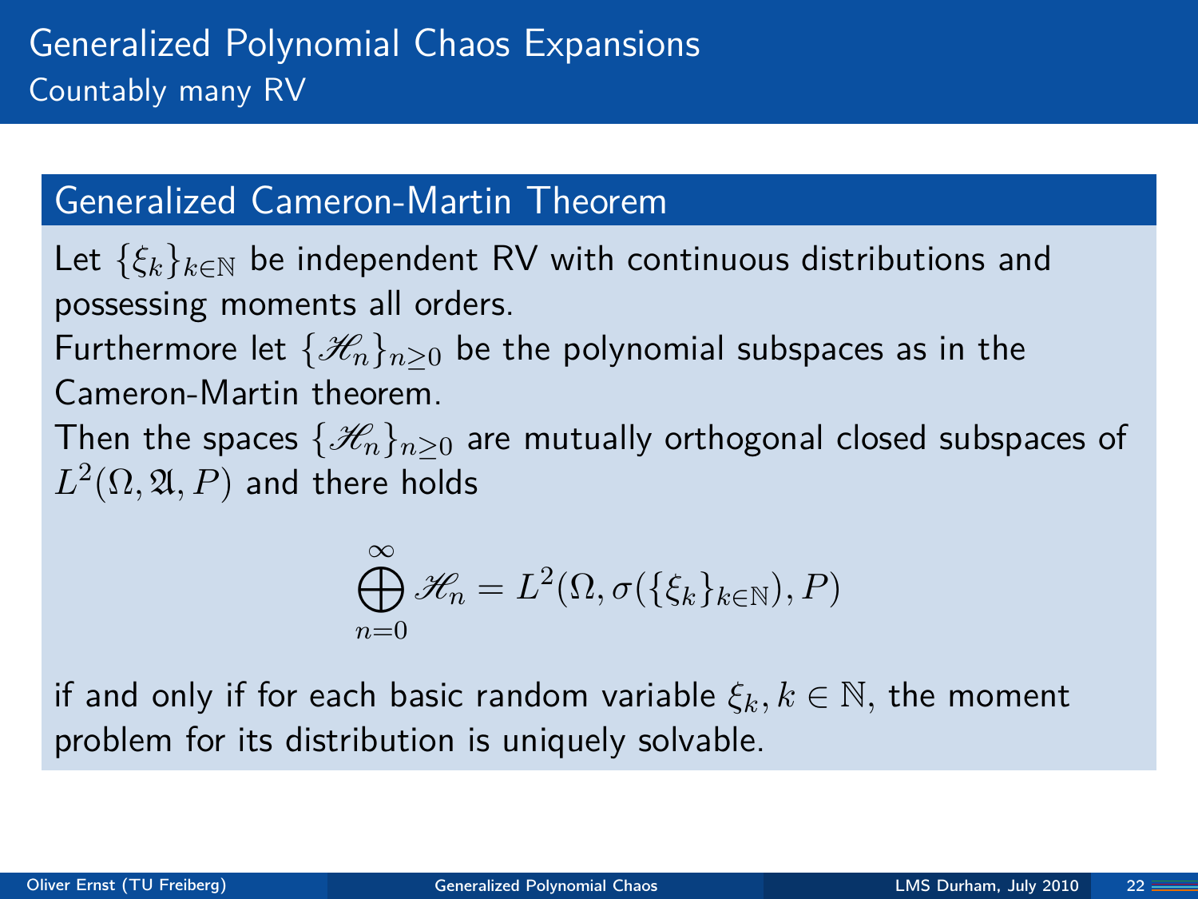# Generalized Polynomial Chaos Expansions

## Countably many RV

### Generalized Cameron-Martin Theorem

Let $\{\xi_k\}_{k\in\mathbb{N}}$ be independent RV with continuous distributions and possessing moments all orders.
Furthermore let $\{\mathscr{H}_n\}_{n\geq 0}$ be the polynomial subspaces as in the Cameron-Martin theorem.
Then the spaces $\{\mathscr{H}_n\}_{n\geq 0}$ are mutually orthogonal closed subspaces of $L^2(\Omega, \mathfrak{A}, P)$ and there holds

$$\bigoplus_{n=0}^{\infty} \mathscr{H}_n = L^2(\Omega, \sigma(\{\xi_k\}_{k\in\mathbb{N}}), P)$$

if and only if for each basic random variable $\xi_k, k \in \mathbb{N}$, the moment problem for its distribution is uniquely solvable.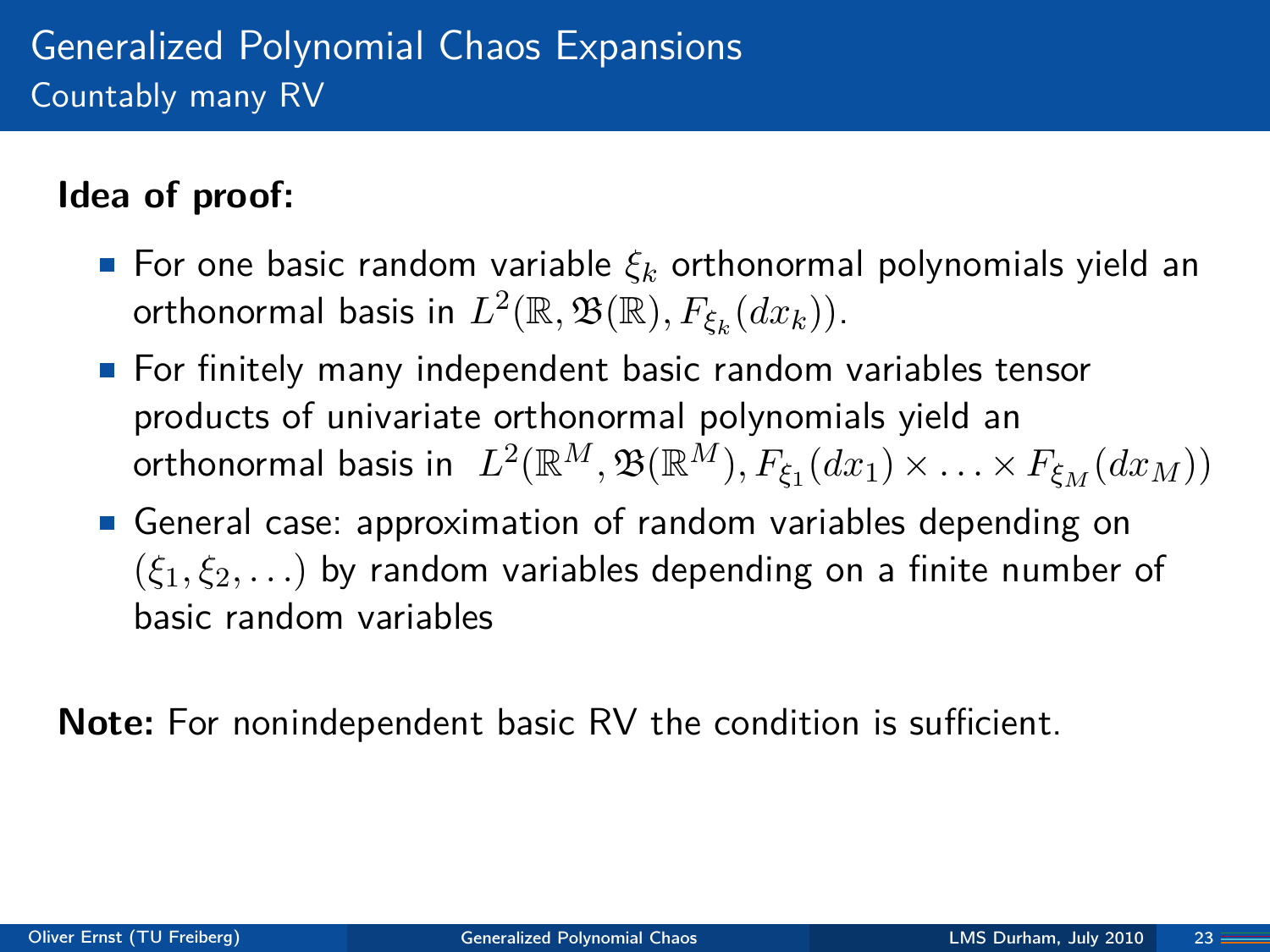# Generalized Polynomial Chaos Expansions

## Countably many RV

**Idea of proof:**

- For one basic random variable $\xi_k$ orthonormal polynomials yield an orthonormal basis in $L^2(\mathbb{R}, \mathfrak{B}(\mathbb{R}), F_{\xi_k}(dx_k))$.
- For finitely many independent basic random variables tensor products of univariate orthonormal polynomials yield an orthonormal basis in $L^2(\mathbb{R}^M, \mathfrak{B}(\mathbb{R}^M), F_{\xi_1}(dx_1) \times \ldots \times F_{\xi_M}(dx_M))$
- General case: approximation of random variables depending on $(\xi_1, \xi_2, \ldots)$ by random variables depending on a finite number of basic random variables

**Note:** For nonindependent basic RV the condition is sufficient.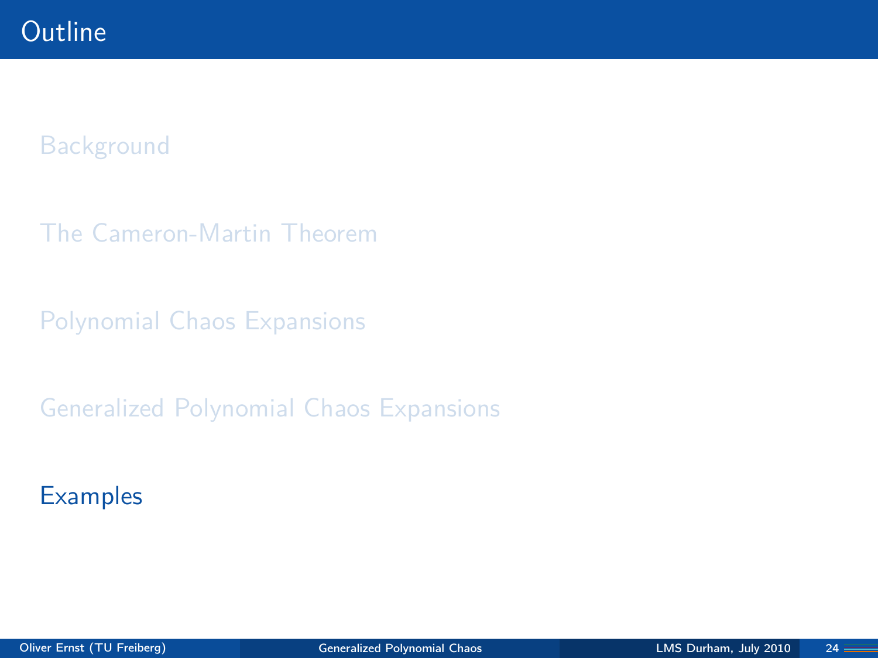# Outline

Background

The Cameron-Martin Theorem

Polynomial Chaos Expansions

Generalized Polynomial Chaos Expansions

Examples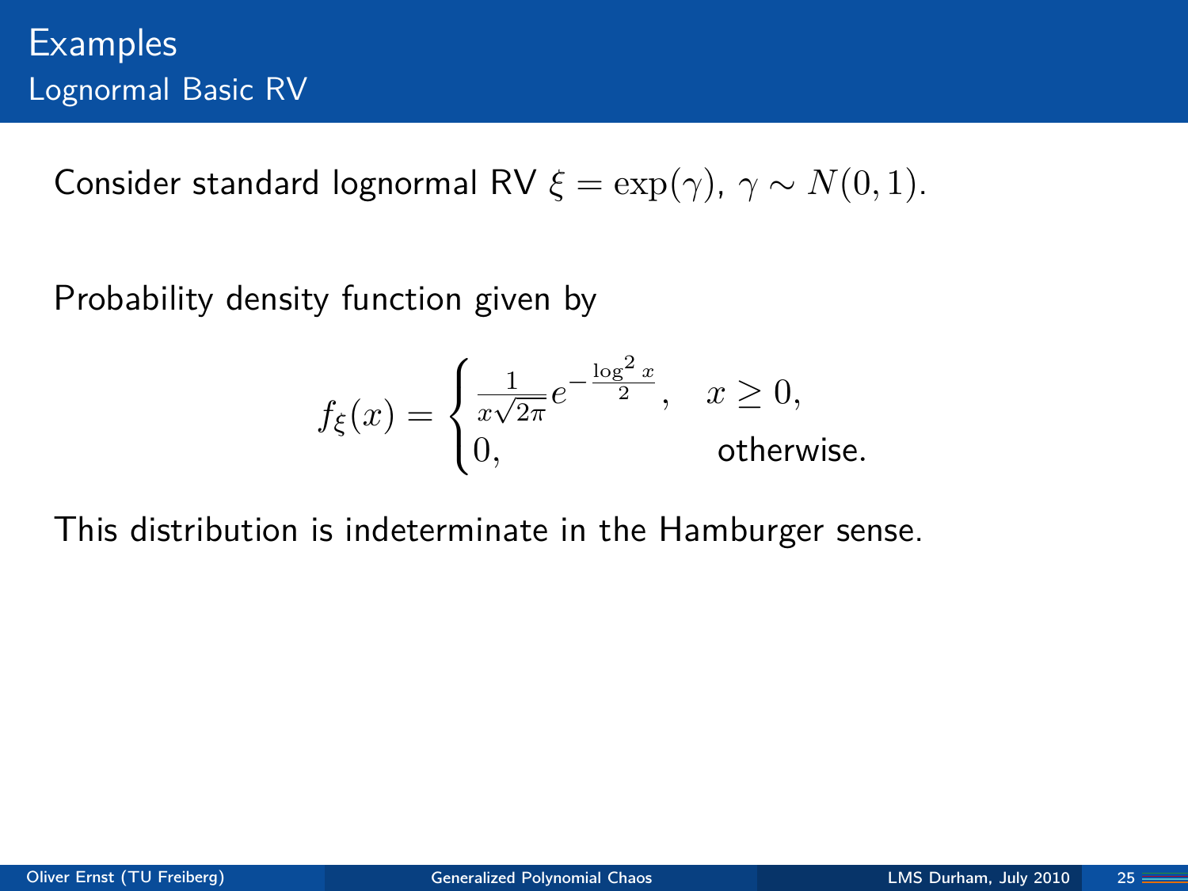# Examples
## Lognormal Basic RV

Consider standard lognormal RV $\xi = \exp(\gamma)$, $\gamma \sim N(0,1)$.

Probability density function given by

$$f_\xi(x) = \begin{cases} \frac{1}{x\sqrt{2\pi}} e^{-\frac{\log^2 x}{2}}, & x \geq 0, \\ 0, & \text{otherwise.} \end{cases}$$

This distribution is indeterminate in the Hamburger sense.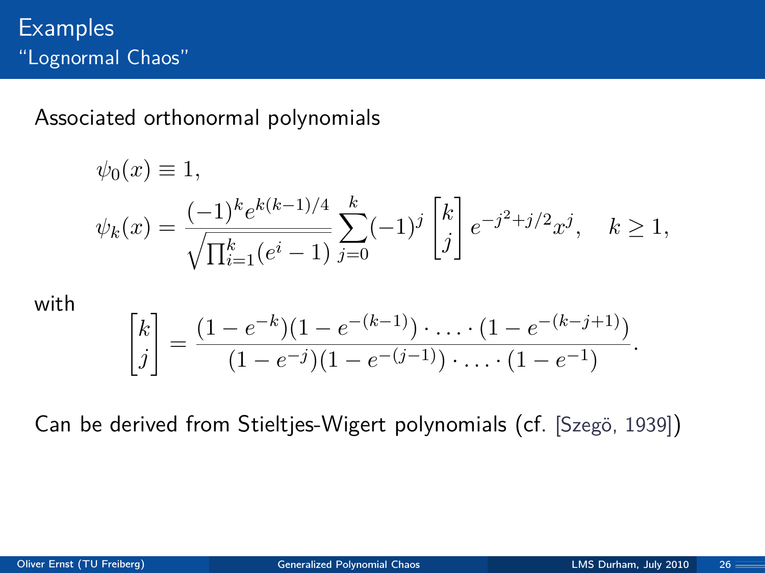## Examples

### "Lognormal Chaos"

Associated orthonormal polynomials

$$
\begin{aligned}
\psi_0(x) &\equiv 1, \\
\psi_k(x) &= \frac{(-1)^k e^{k(k-1)/4}}{\sqrt{\prod_{i=1}^k (e^i - 1)}} \sum_{j=0}^{k} (-1)^j \begin{bmatrix} k \\ j \end{bmatrix} e^{-j^2 + j/2} x^j, \quad k \geq 1,
\end{aligned}
$$

with

$$
\begin{bmatrix} k \\ j \end{bmatrix} = \frac{(1 - e^{-k})(1 - e^{-(k-1)}) \cdot \ldots \cdot (1 - e^{-(k-j+1)})}{(1 - e^{-j})(1 - e^{-(j-1)}) \cdot \ldots \cdot (1 - e^{-1})}.
$$

Can be derived from Stieltjes-Wigert polynomials (cf. [Szegö, 1939])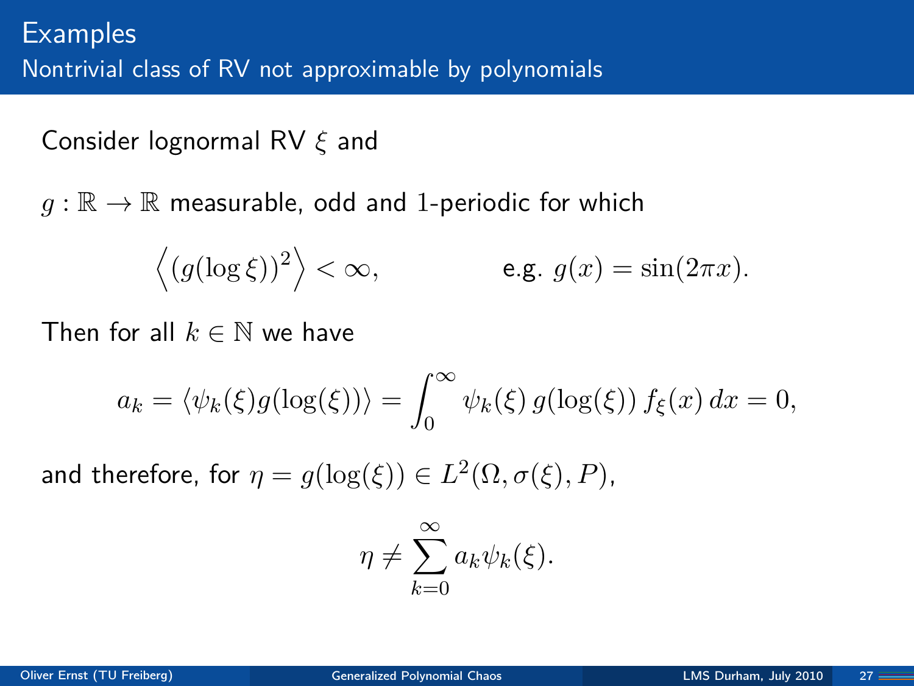# Examples

## Nontrivial class of RV not approximable by polynomials

Consider lognormal RV $\xi$ and

$g : \mathbb{R} \to \mathbb{R}$ measurable, odd and 1-periodic for which

$$\left\langle (g(\log \xi))^2 \right\rangle < \infty, \qquad \text{e.g. } g(x) = \sin(2\pi x).$$

Then for all $k \in \mathbb{N}$ we have

$$a_k = \langle \psi_k(\xi) g(\log(\xi)) \rangle = \int_0^\infty \psi_k(\xi)\, g(\log(\xi))\, f_\xi(x)\, dx = 0,$$

and therefore, for $\eta = g(\log(\xi)) \in L^2(\Omega, \sigma(\xi), P)$,

$$\eta \neq \sum_{k=0}^{\infty} a_k \psi_k(\xi).$$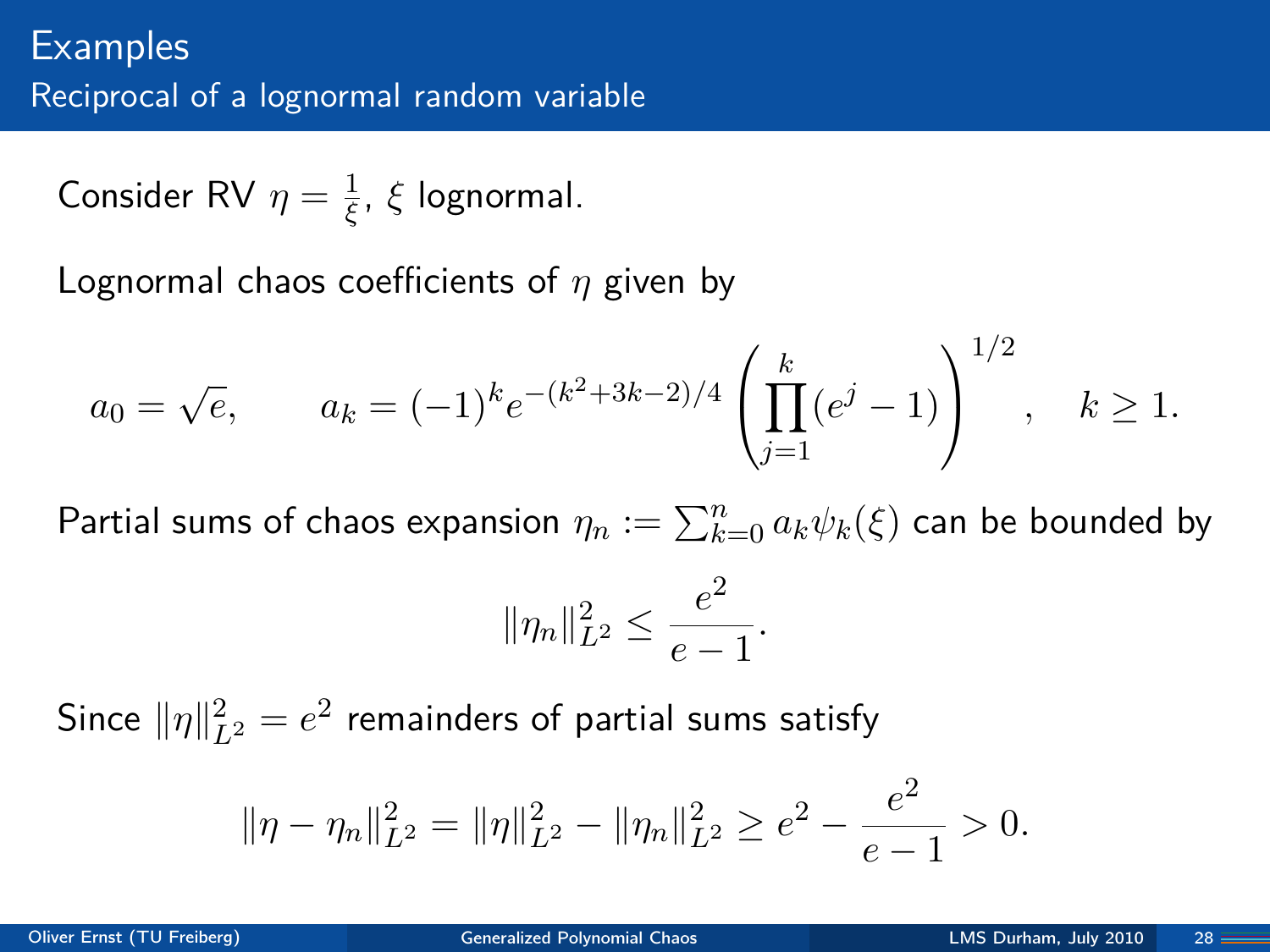# Examples

## Reciprocal of a lognormal random variable

Consider RV $\eta = \frac{1}{\xi}$, $\xi$ lognormal.

Lognormal chaos coefficients of $\eta$ given by

$$a_0 = \sqrt{e}, \qquad a_k = (-1)^k e^{-(k^2+3k-2)/4} \left( \prod_{j=1}^{k} (e^j - 1) \right)^{1/2}, \quad k \geq 1.$$

Partial sums of chaos expansion $\eta_n := \sum_{k=0}^{n} a_k \psi_k(\xi)$ can be bounded by

$$\|\eta_n\|_{L^2}^2 \leq \frac{e^2}{e-1}.$$

Since $\|\eta\|_{L^2}^2 = e^2$ remainders of partial sums satisfy

$$\|\eta - \eta_n\|_{L^2}^2 = \|\eta\|_{L^2}^2 - \|\eta_n\|_{L^2}^2 \geq e^2 - \frac{e^2}{e-1} > 0.$$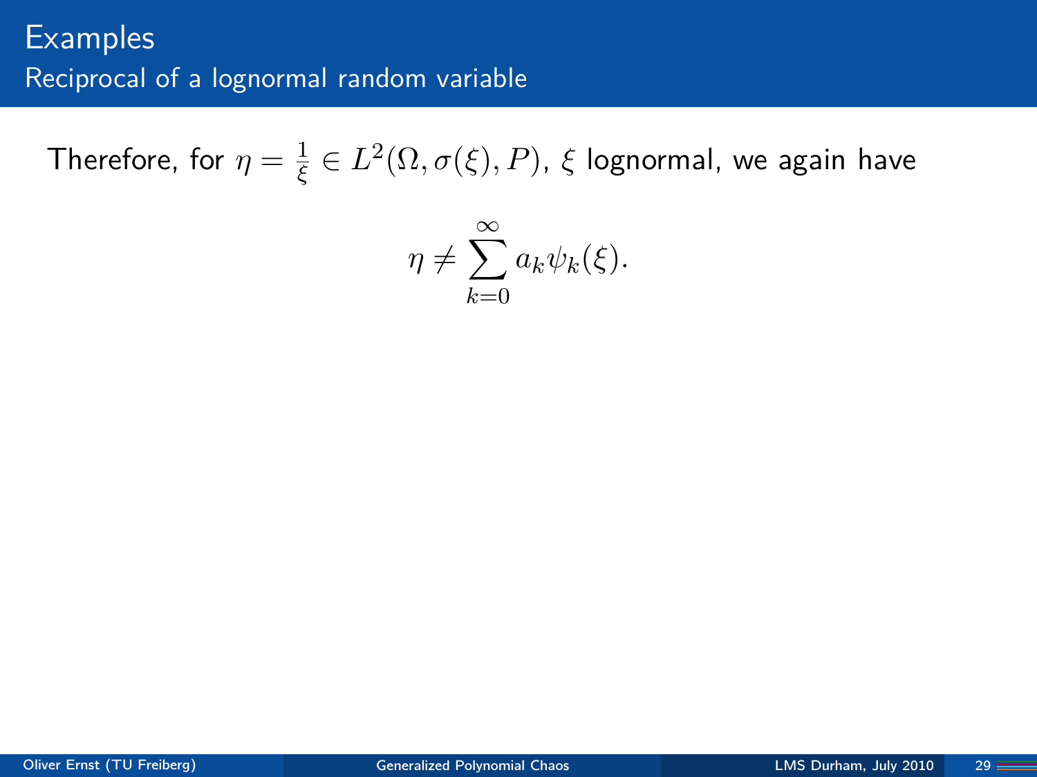# Examples

## Reciprocal of a lognormal random variable

Therefore, for $\eta = \frac{1}{\xi} \in L^2(\Omega, \sigma(\xi), P)$, $\xi$ lognormal, we again have

$$\eta \neq \sum_{k=0}^{\infty} a_k \psi_k(\xi).$$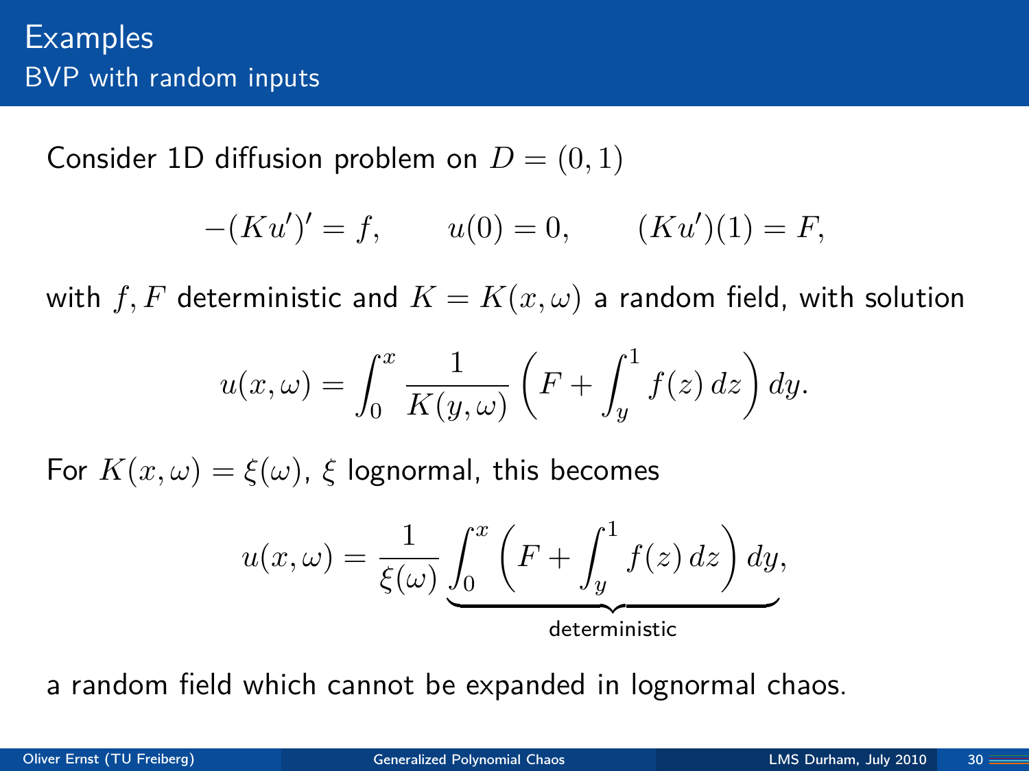# Examples

## BVP with random inputs

Consider 1D diffusion problem on $D = (0,1)$

$$-(Ku')' = f, \qquad u(0) = 0, \qquad (Ku')(1) = F,$$

with $f, F$ deterministic and $K = K(x,\omega)$ a random field, with solution

$$u(x,\omega) = \int_0^x \frac{1}{K(y,\omega)} \left( F + \int_y^1 f(z)\, dz \right) dy.$$

For $K(x,\omega) = \xi(\omega)$, $\xi$ lognormal, this becomes

$$u(x,\omega) = \frac{1}{\xi(\omega)} \underbrace{\int_0^x \left( F + \int_y^1 f(z)\, dz \right) dy}_{\text{deterministic}},$$

a random field which cannot be expanded in lognormal chaos.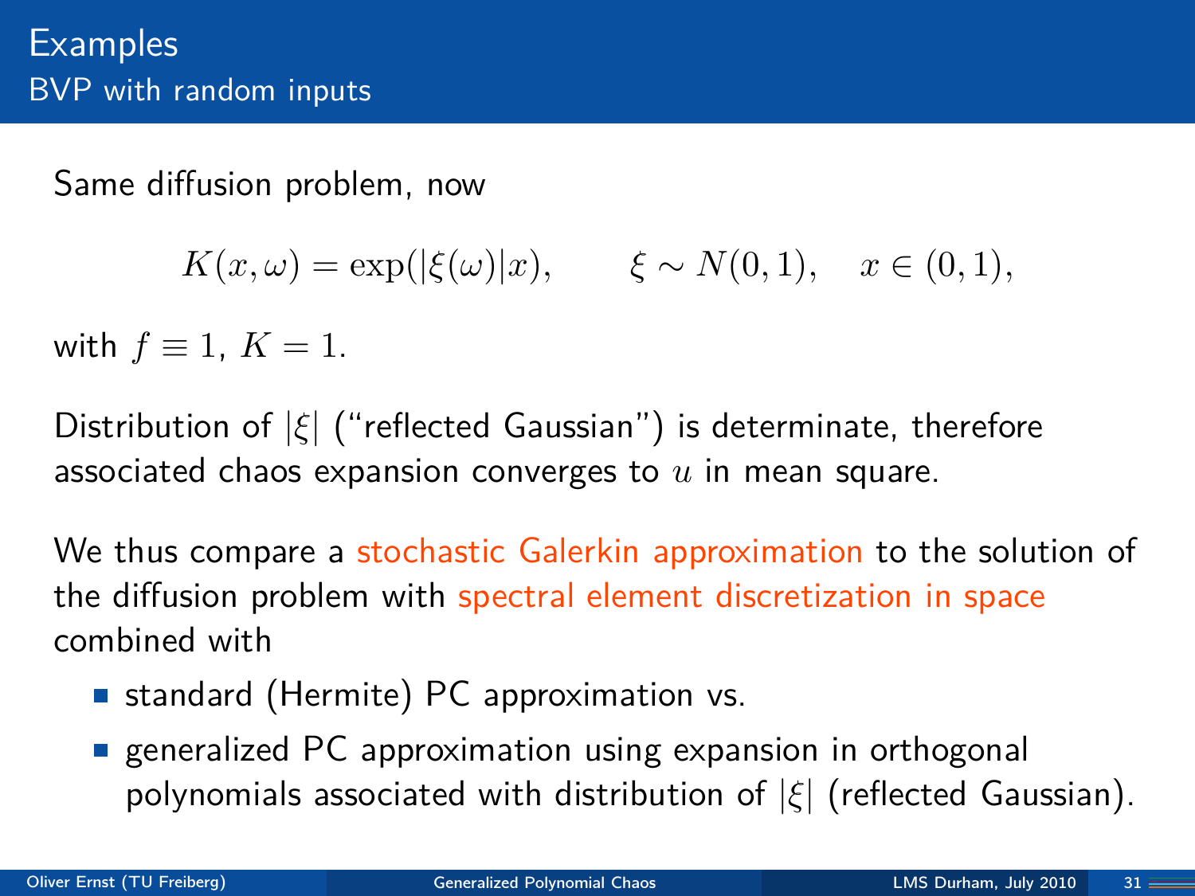## Examples

### BVP with random inputs

Same diffusion problem, now

$$K(x,\omega) = \exp(|\xi(\omega)|x), \qquad \xi \sim N(0,1), \quad x \in (0,1),$$

with $f \equiv 1$, $K = 1$.

Distribution of $|\xi|$ ("reflected Gaussian") is determinate, therefore associated chaos expansion converges to $u$ in mean square.

We thus compare a stochastic Galerkin approximation to the solution of the diffusion problem with spectral element discretization in space combined with

- standard (Hermite) PC approximation vs.
- generalized PC approximation using expansion in orthogonal polynomials associated with distribution of $|\xi|$ (reflected Gaussian).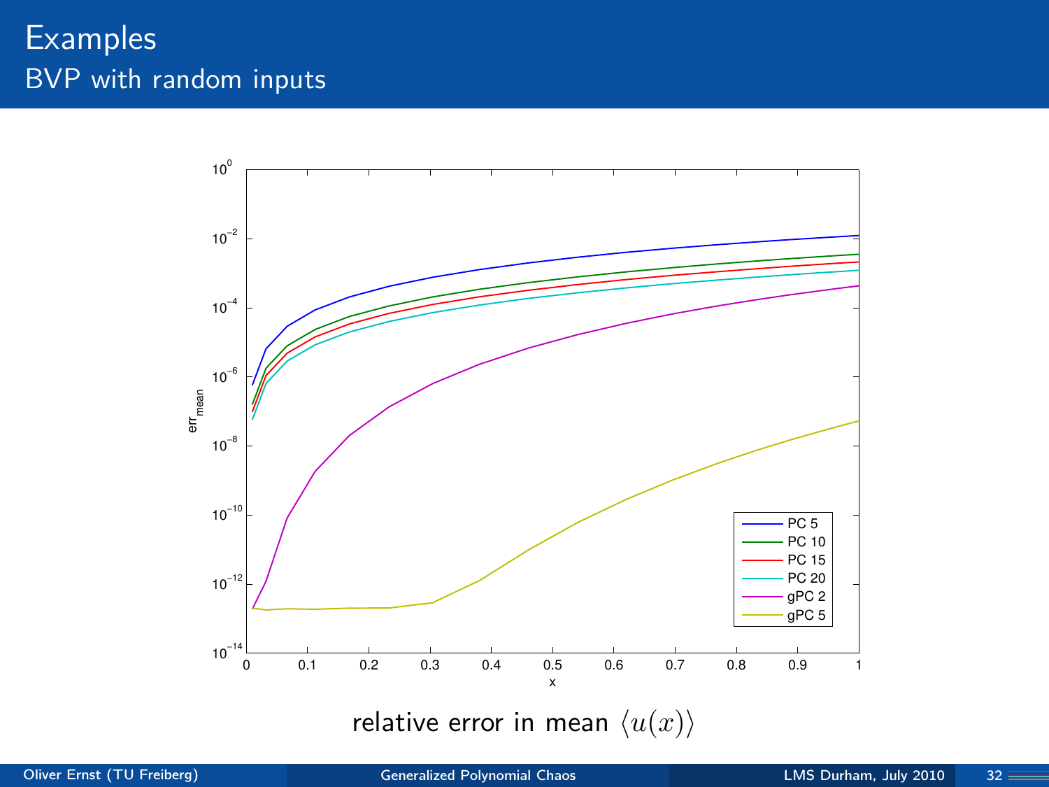# Examples

## BVP with random inputs

relative error in mean $\langle u(x) \rangle$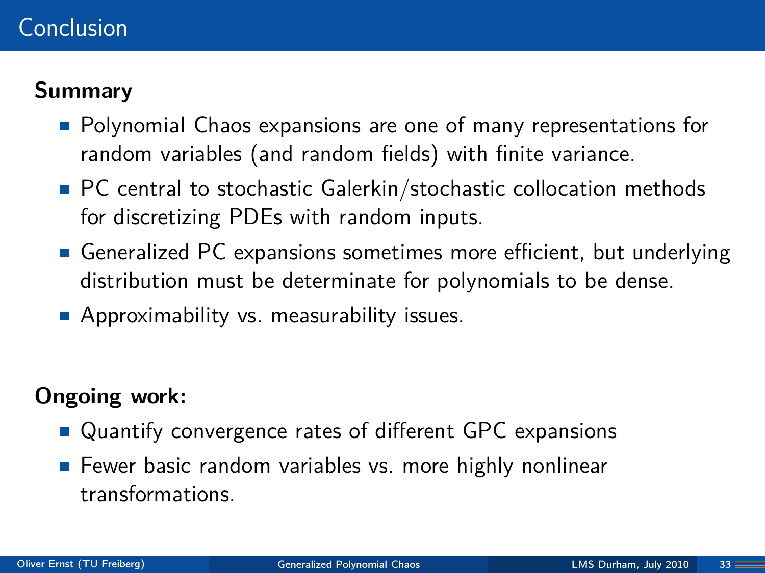# Conclusion

**Summary**

- Polynomial Chaos expansions are one of many representations for random variables (and random fields) with finite variance.
- PC central to stochastic Galerkin/stochastic collocation methods for discretizing PDEs with random inputs.
- Generalized PC expansions sometimes more efficient, but underlying distribution must be determinate for polynomials to be dense.
- Approximability vs. measurability issues.

**Ongoing work:**

- Quantify convergence rates of different GPC expansions
- Fewer basic random variables vs. more highly nonlinear transformations.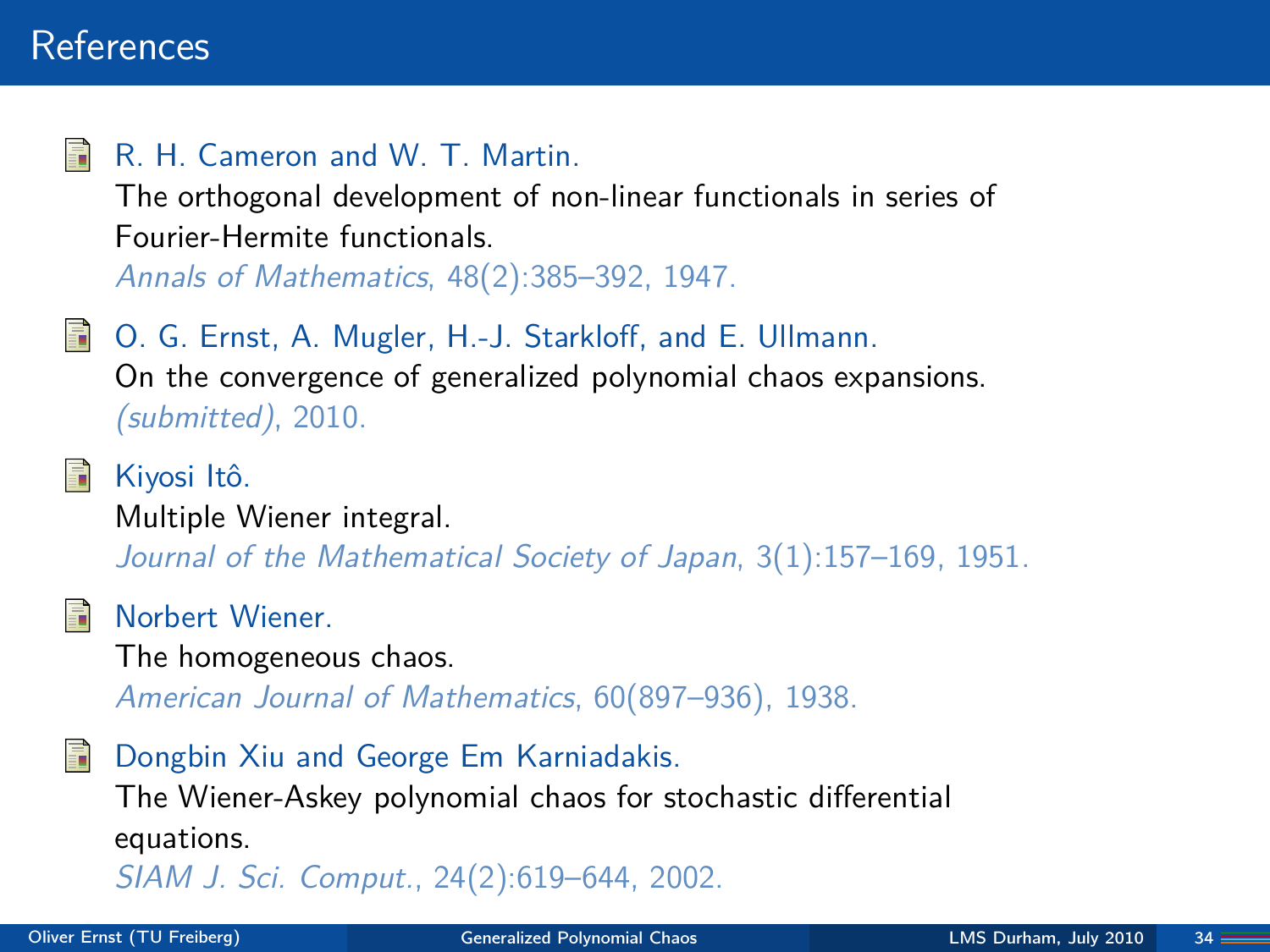# References

- R. H. Cameron and W. T. Martin.
  The orthogonal development of non-linear functionals in series of Fourier-Hermite functionals.
  *Annals of Mathematics*, 48(2):385–392, 1947.

- O. G. Ernst, A. Mugler, H.-J. Starkloff, and E. Ullmann.
  On the convergence of generalized polynomial chaos expansions.
  *(submitted)*, 2010.

- Kiyosi Itô.
  Multiple Wiener integral.
  *Journal of the Mathematical Society of Japan*, 3(1):157–169, 1951.

- Norbert Wiener.
  The homogeneous chaos.
  *American Journal of Mathematics*, 60(897–936), 1938.

- Dongbin Xiu and George Em Karniadakis.
  The Wiener-Askey polynomial chaos for stochastic differential equations.
  *SIAM J. Sci. Comput.*, 24(2):619–644, 2002.